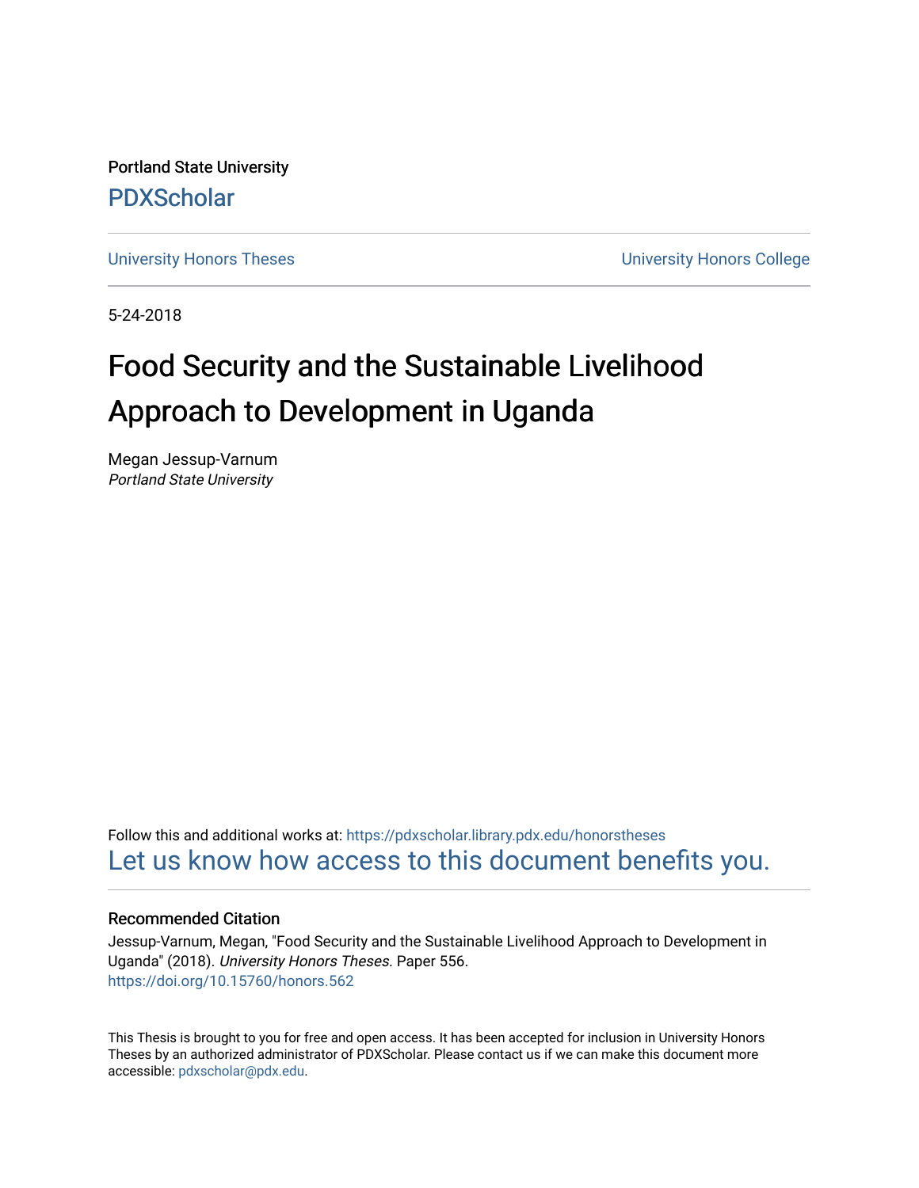Portland State University

PDXScholar

University Honors Theses

University Honors College

5-24-2018

# Food Security and the Sustainable Livelihood Approach to Development in Uganda

Megan Jessup-Varnum

*Portland State University*

Follow this and additional works at: https://pdxscholar.library.pdx.edu/honorstheses

Let us know how access to this document benefits you.

### Recommended Citation

Jessup-Varnum, Megan, "Food Security and the Sustainable Livelihood Approach to Development in Uganda" (2018). *University Honors Theses.* Paper 556.

https://doi.org/10.15760/honors.562

This Thesis is brought to you for free and open access. It has been accepted for inclusion in University Honors Theses by an authorized administrator of PDXScholar. Please contact us if we can make this document more accessible: pdxscholar@pdx.edu.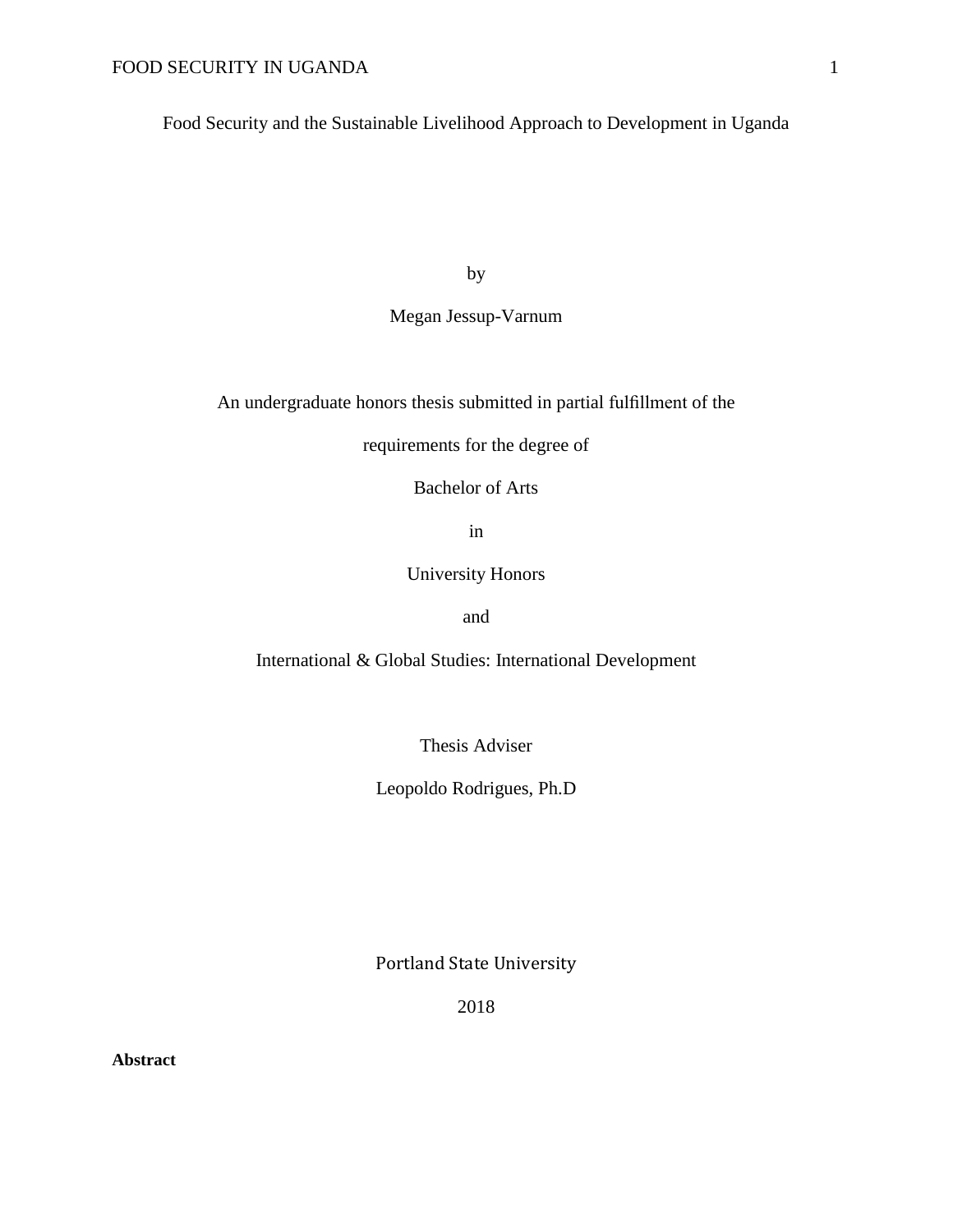Food Security and the Sustainable Livelihood Approach to Development in Uganda

by

Megan Jessup-Varnum

An undergraduate honors thesis submitted in partial fulfillment of the

requirements for the degree of

Bachelor of Arts

in

University Honors

and

International & Global Studies: International Development

Thesis Adviser

Leopoldo Rodrigues, Ph.D

Portland State University

2018

**Abstract**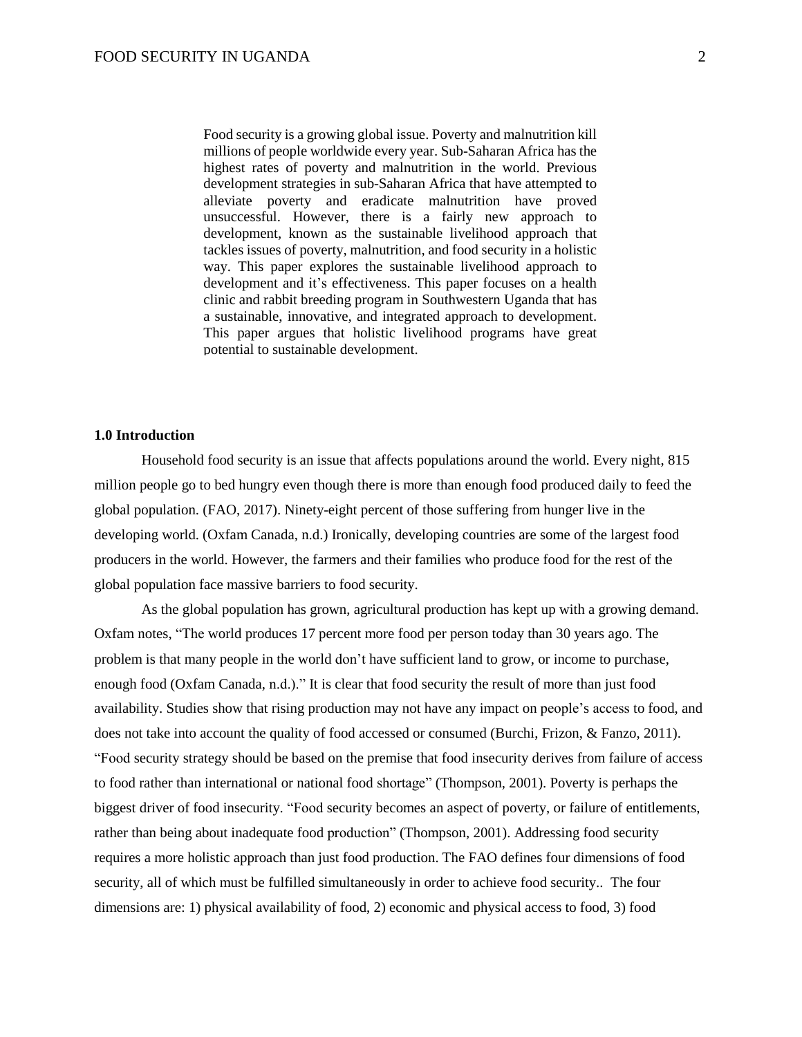Food security is a growing global issue. Poverty and malnutrition kill millions of people worldwide every year. Sub-Saharan Africa has the highest rates of poverty and malnutrition in the world. Previous development strategies in sub-Saharan Africa that have attempted to alleviate poverty and eradicate malnutrition have proved unsuccessful. However, there is a fairly new approach to development, known as the sustainable livelihood approach that tackles issues of poverty, malnutrition, and food security in a holistic way. This paper explores the sustainable livelihood approach to development and it's effectiveness. This paper focuses on a health clinic and rabbit breeding program in Southwestern Uganda that has a sustainable, innovative, and integrated approach to development. This paper argues that holistic livelihood programs have great potential to sustainable development.

**1.0 Introduction**

Household food security is an issue that affects populations around the world. Every night, 815 million people go to bed hungry even though there is more than enough food produced daily to feed the global population. (FAO, 2017). Ninety-eight percent of those suffering from hunger live in the developing world. (Oxfam Canada, n.d.) Ironically, developing countries are some of the largest food producers in the world. However, the farmers and their families who produce food for the rest of the global population face massive barriers to food security.

As the global population has grown, agricultural production has kept up with a growing demand. Oxfam notes, "The world produces 17 percent more food per person today than 30 years ago. The problem is that many people in the world don't have sufficient land to grow, or income to purchase, enough food (Oxfam Canada, n.d.)." It is clear that food security the result of more than just food availability. Studies show that rising production may not have any impact on people's access to food, and does not take into account the quality of food accessed or consumed (Burchi, Frizon, & Fanzo, 2011). "Food security strategy should be based on the premise that food insecurity derives from failure of access to food rather than international or national food shortage" (Thompson, 2001). Poverty is perhaps the biggest driver of food insecurity. "Food security becomes an aspect of poverty, or failure of entitlements, rather than being about inadequate food production" (Thompson, 2001). Addressing food security requires a more holistic approach than just food production. The FAO defines four dimensions of food security, all of which must be fulfilled simultaneously in order to achieve food security.. The four dimensions are: 1) physical availability of food, 2) economic and physical access to food, 3) food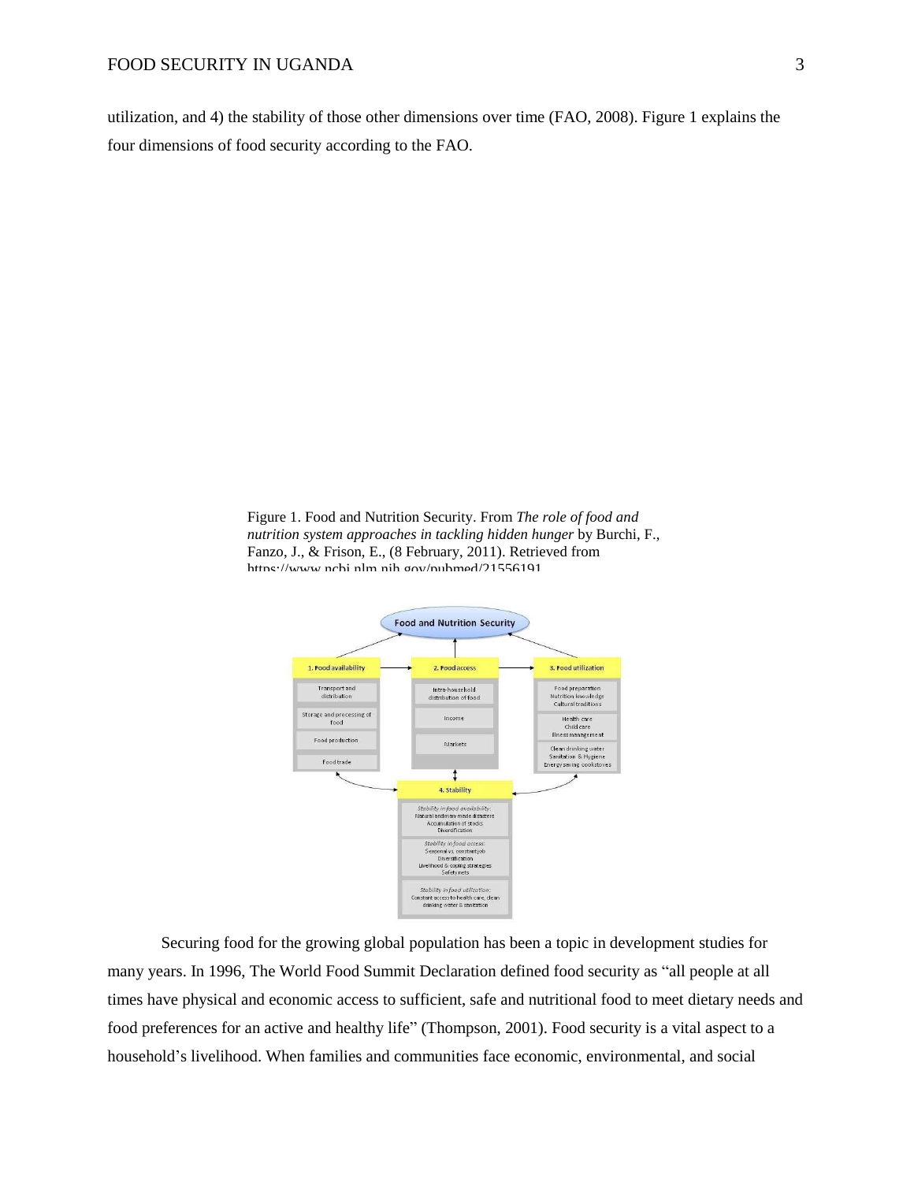utilization, and 4) the stability of those other dimensions over time (FAO, 2008). Figure 1 explains the four dimensions of food security according to the FAO.

Figure 1. Food and Nutrition Security. From *The role of food and nutrition system approaches in tackling hidden hunger* by Burchi, F., Fanzo, J., & Frison, E., (8 February, 2011). Retrieved from https://www.ncbi.nlm.nih.gov/pubmed/21556191

Securing food for the growing global population has been a topic in development studies for many years. In 1996, The World Food Summit Declaration defined food security as "all people at all times have physical and economic access to sufficient, safe and nutritional food to meet dietary needs and food preferences for an active and healthy life" (Thompson, 2001). Food security is a vital aspect to a household's livelihood. When families and communities face economic, environmental, and social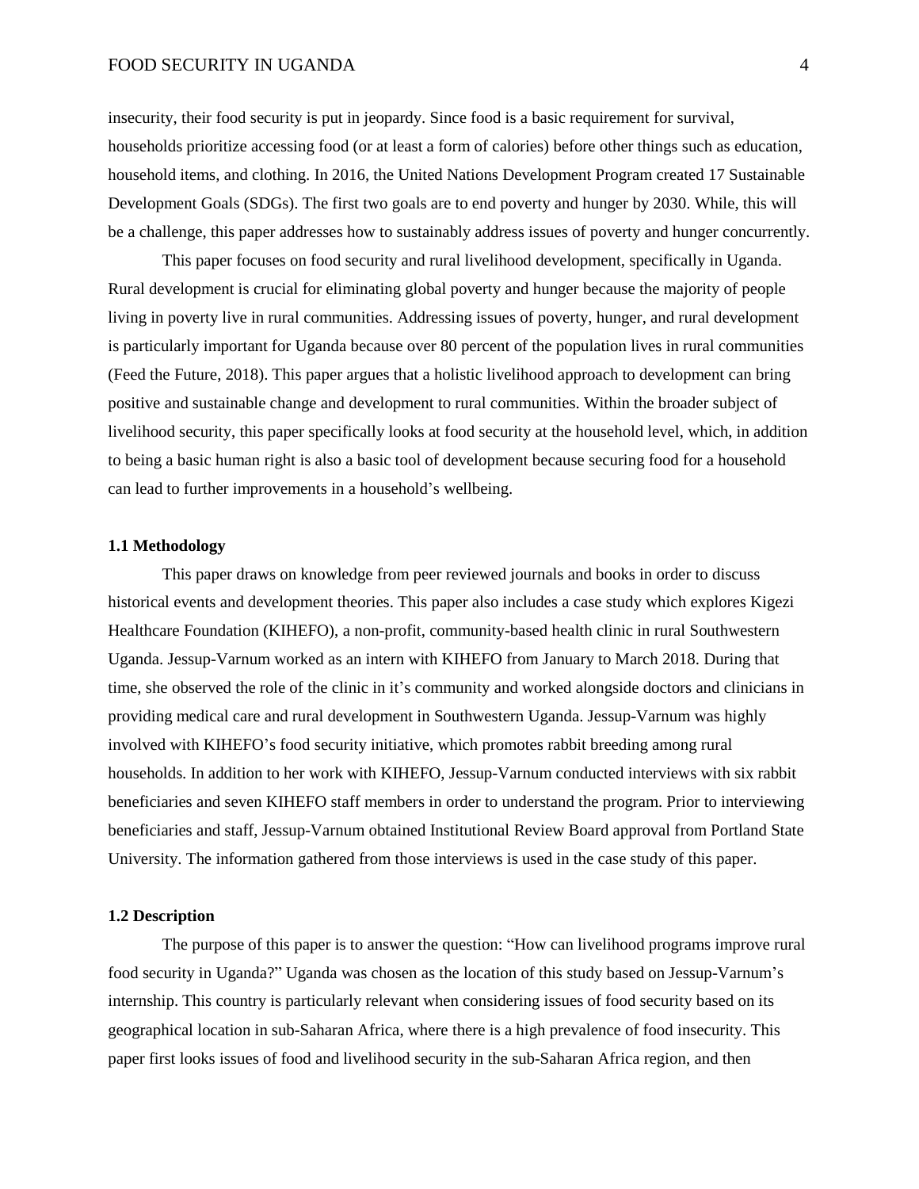insecurity, their food security is put in jeopardy. Since food is a basic requirement for survival, households prioritize accessing food (or at least a form of calories) before other things such as education, household items, and clothing. In 2016, the United Nations Development Program created 17 Sustainable Development Goals (SDGs). The first two goals are to end poverty and hunger by 2030. While, this will be a challenge, this paper addresses how to sustainably address issues of poverty and hunger concurrently.

This paper focuses on food security and rural livelihood development, specifically in Uganda. Rural development is crucial for eliminating global poverty and hunger because the majority of people living in poverty live in rural communities. Addressing issues of poverty, hunger, and rural development is particularly important for Uganda because over 80 percent of the population lives in rural communities (Feed the Future, 2018). This paper argues that a holistic livelihood approach to development can bring positive and sustainable change and development to rural communities. Within the broader subject of livelihood security, this paper specifically looks at food security at the household level, which, in addition to being a basic human right is also a basic tool of development because securing food for a household can lead to further improvements in a household's wellbeing.

### 1.1 Methodology

This paper draws on knowledge from peer reviewed journals and books in order to discuss historical events and development theories. This paper also includes a case study which explores Kigezi Healthcare Foundation (KIHEFO), a non-profit, community-based health clinic in rural Southwestern Uganda. Jessup-Varnum worked as an intern with KIHEFO from January to March 2018. During that time, she observed the role of the clinic in it's community and worked alongside doctors and clinicians in providing medical care and rural development in Southwestern Uganda. Jessup-Varnum was highly involved with KIHEFO's food security initiative, which promotes rabbit breeding among rural households. In addition to her work with KIHEFO, Jessup-Varnum conducted interviews with six rabbit beneficiaries and seven KIHEFO staff members in order to understand the program. Prior to interviewing beneficiaries and staff, Jessup-Varnum obtained Institutional Review Board approval from Portland State University. The information gathered from those interviews is used in the case study of this paper.

### 1.2 Description

The purpose of this paper is to answer the question: "How can livelihood programs improve rural food security in Uganda?" Uganda was chosen as the location of this study based on Jessup-Varnum's internship. This country is particularly relevant when considering issues of food security based on its geographical location in sub-Saharan Africa, where there is a high prevalence of food insecurity. This paper first looks issues of food and livelihood security in the sub-Saharan Africa region, and then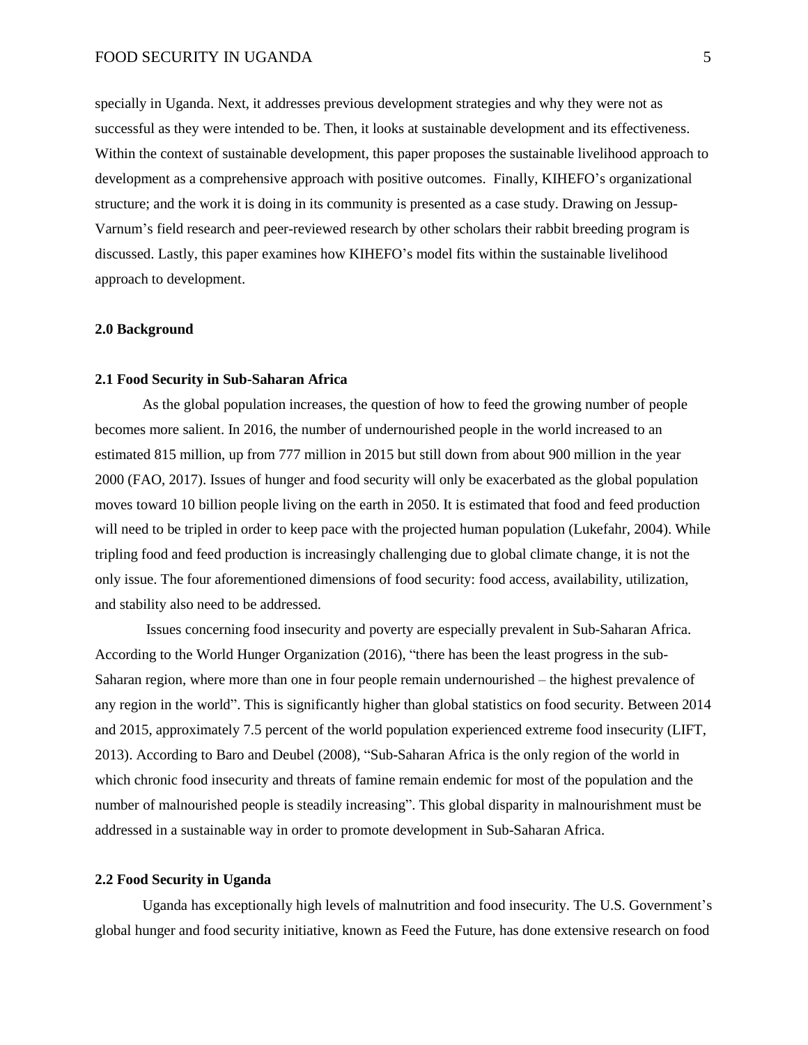specially in Uganda. Next, it addresses previous development strategies and why they were not as successful as they were intended to be. Then, it looks at sustainable development and its effectiveness. Within the context of sustainable development, this paper proposes the sustainable livelihood approach to development as a comprehensive approach with positive outcomes. Finally, KIHEFO's organizational structure; and the work it is doing in its community is presented as a case study. Drawing on Jessup-Varnum's field research and peer-reviewed research by other scholars their rabbit breeding program is discussed. Lastly, this paper examines how KIHEFO's model fits within the sustainable livelihood approach to development.

## 2.0 Background

### 2.1 Food Security in Sub-Saharan Africa

As the global population increases, the question of how to feed the growing number of people becomes more salient. In 2016, the number of undernourished people in the world increased to an estimated 815 million, up from 777 million in 2015 but still down from about 900 million in the year 2000 (FAO, 2017). Issues of hunger and food security will only be exacerbated as the global population moves toward 10 billion people living on the earth in 2050. It is estimated that food and feed production will need to be tripled in order to keep pace with the projected human population (Lukefahr, 2004). While tripling food and feed production is increasingly challenging due to global climate change, it is not the only issue. The four aforementioned dimensions of food security: food access, availability, utilization, and stability also need to be addressed.

Issues concerning food insecurity and poverty are especially prevalent in Sub-Saharan Africa. According to the World Hunger Organization (2016), "there has been the least progress in the sub-Saharan region, where more than one in four people remain undernourished – the highest prevalence of any region in the world". This is significantly higher than global statistics on food security. Between 2014 and 2015, approximately 7.5 percent of the world population experienced extreme food insecurity (LIFT, 2013). According to Baro and Deubel (2008), "Sub-Saharan Africa is the only region of the world in which chronic food insecurity and threats of famine remain endemic for most of the population and the number of malnourished people is steadily increasing". This global disparity in malnourishment must be addressed in a sustainable way in order to promote development in Sub-Saharan Africa.

### 2.2 Food Security in Uganda

Uganda has exceptionally high levels of malnutrition and food insecurity. The U.S. Government's global hunger and food security initiative, known as Feed the Future, has done extensive research on food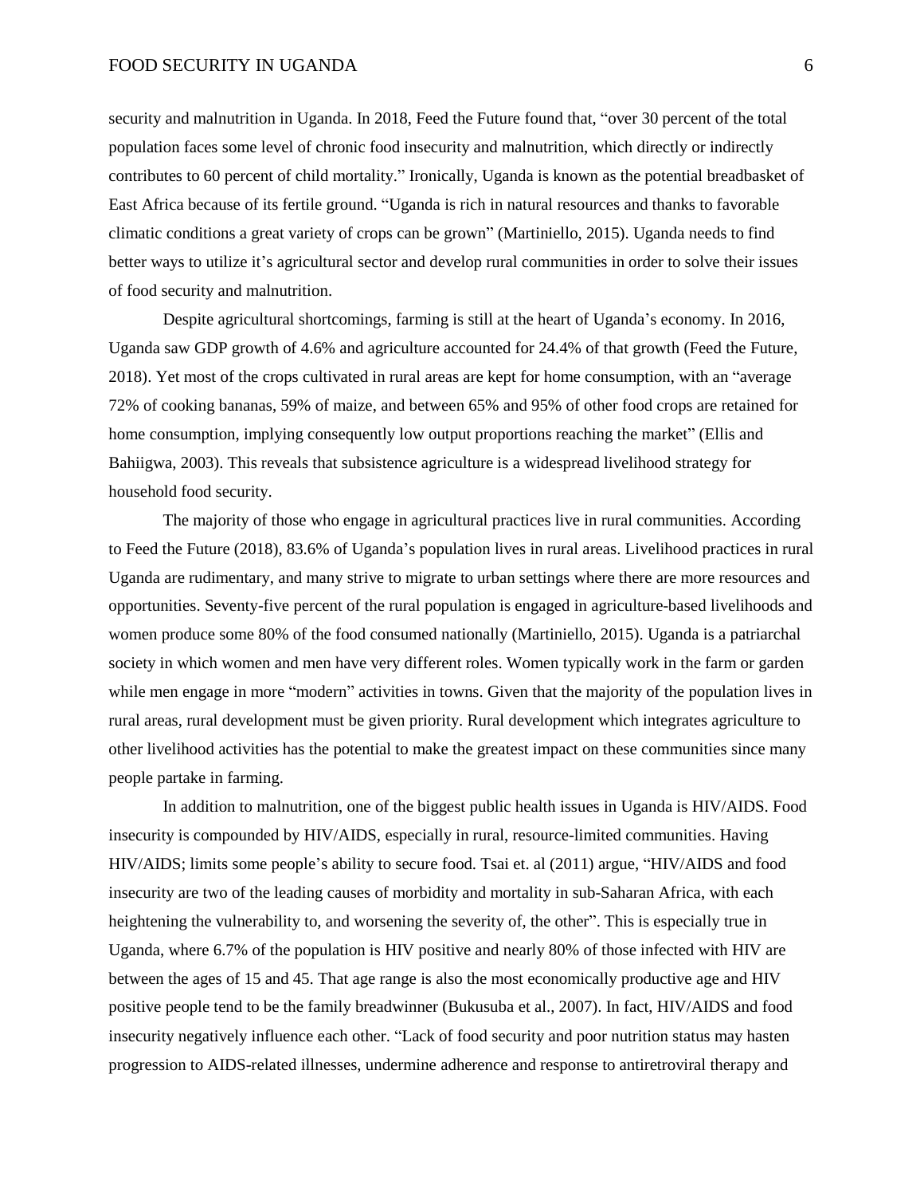security and malnutrition in Uganda. In 2018, Feed the Future found that, "over 30 percent of the total population faces some level of chronic food insecurity and malnutrition, which directly or indirectly contributes to 60 percent of child mortality." Ironically, Uganda is known as the potential breadbasket of East Africa because of its fertile ground. "Uganda is rich in natural resources and thanks to favorable climatic conditions a great variety of crops can be grown" (Martiniello, 2015). Uganda needs to find better ways to utilize it's agricultural sector and develop rural communities in order to solve their issues of food security and malnutrition.

Despite agricultural shortcomings, farming is still at the heart of Uganda's economy. In 2016, Uganda saw GDP growth of 4.6% and agriculture accounted for 24.4% of that growth (Feed the Future, 2018). Yet most of the crops cultivated in rural areas are kept for home consumption, with an "average 72% of cooking bananas, 59% of maize, and between 65% and 95% of other food crops are retained for home consumption, implying consequently low output proportions reaching the market" (Ellis and Bahiigwa, 2003). This reveals that subsistence agriculture is a widespread livelihood strategy for household food security.

The majority of those who engage in agricultural practices live in rural communities. According to Feed the Future (2018), 83.6% of Uganda's population lives in rural areas. Livelihood practices in rural Uganda are rudimentary, and many strive to migrate to urban settings where there are more resources and opportunities. Seventy-five percent of the rural population is engaged in agriculture-based livelihoods and women produce some 80% of the food consumed nationally (Martiniello, 2015). Uganda is a patriarchal society in which women and men have very different roles. Women typically work in the farm or garden while men engage in more "modern" activities in towns. Given that the majority of the population lives in rural areas, rural development must be given priority. Rural development which integrates agriculture to other livelihood activities has the potential to make the greatest impact on these communities since many people partake in farming.

In addition to malnutrition, one of the biggest public health issues in Uganda is HIV/AIDS. Food insecurity is compounded by HIV/AIDS, especially in rural, resource-limited communities. Having HIV/AIDS; limits some people's ability to secure food. Tsai et. al (2011) argue, "HIV/AIDS and food insecurity are two of the leading causes of morbidity and mortality in sub-Saharan Africa, with each heightening the vulnerability to, and worsening the severity of, the other". This is especially true in Uganda, where 6.7% of the population is HIV positive and nearly 80% of those infected with HIV are between the ages of 15 and 45. That age range is also the most economically productive age and HIV positive people tend to be the family breadwinner (Bukusuba et al., 2007). In fact, HIV/AIDS and food insecurity negatively influence each other. "Lack of food security and poor nutrition status may hasten progression to AIDS-related illnesses, undermine adherence and response to antiretroviral therapy and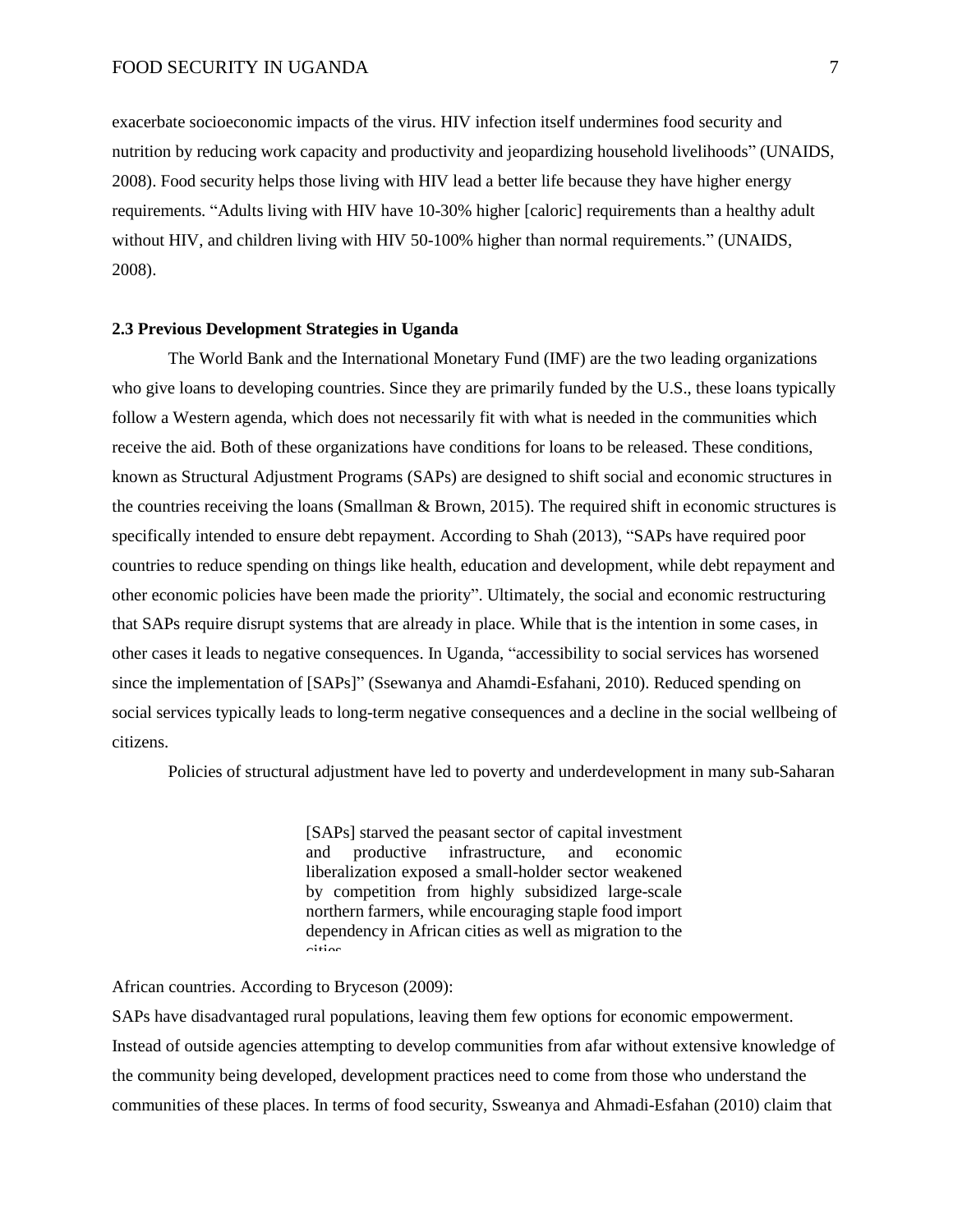exacerbate socioeconomic impacts of the virus. HIV infection itself undermines food security and nutrition by reducing work capacity and productivity and jeopardizing household livelihoods" (UNAIDS, 2008). Food security helps those living with HIV lead a better life because they have higher energy requirements. "Adults living with HIV have 10-30% higher [caloric] requirements than a healthy adult without HIV, and children living with HIV 50-100% higher than normal requirements." (UNAIDS, 2008).

### 2.3 Previous Development Strategies in Uganda

The World Bank and the International Monetary Fund (IMF) are the two leading organizations who give loans to developing countries. Since they are primarily funded by the U.S., these loans typically follow a Western agenda, which does not necessarily fit with what is needed in the communities which receive the aid. Both of these organizations have conditions for loans to be released. These conditions, known as Structural Adjustment Programs (SAPs) are designed to shift social and economic structures in the countries receiving the loans (Smallman & Brown, 2015). The required shift in economic structures is specifically intended to ensure debt repayment. According to Shah (2013), "SAPs have required poor countries to reduce spending on things like health, education and development, while debt repayment and other economic policies have been made the priority". Ultimately, the social and economic restructuring that SAPs require disrupt systems that are already in place. While that is the intention in some cases, in other cases it leads to negative consequences. In Uganda, "accessibility to social services has worsened since the implementation of [SAPs]" (Ssewanya and Ahamdi-Esfahani, 2010). Reduced spending on social services typically leads to long-term negative consequences and a decline in the social wellbeing of citizens.

Policies of structural adjustment have led to poverty and underdevelopment in many sub-Saharan African countries. According to Bryceson (2009):

> [SAPs] starved the peasant sector of capital investment and productive infrastructure, and economic liberalization exposed a small-holder sector weakened by competition from highly subsidized large-scale northern farmers, while encouraging staple food import dependency in African cities as well as migration to the cities

SAPs have disadvantaged rural populations, leaving them few options for economic empowerment. Instead of outside agencies attempting to develop communities from afar without extensive knowledge of the community being developed, development practices need to come from those who understand the communities of these places. In terms of food security, Ssweanya and Ahmadi-Esfahan (2010) claim that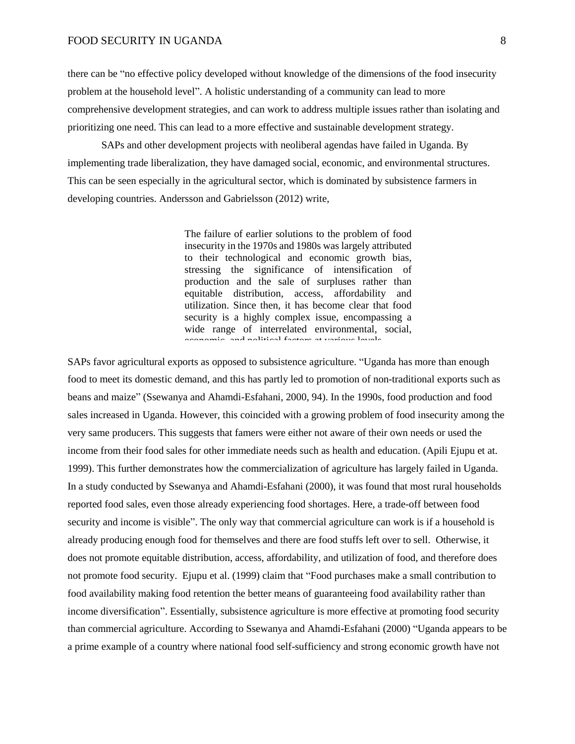there can be "no effective policy developed without knowledge of the dimensions of the food insecurity problem at the household level". A holistic understanding of a community can lead to more comprehensive development strategies, and can work to address multiple issues rather than isolating and prioritizing one need. This can lead to a more effective and sustainable development strategy.

SAPs and other development projects with neoliberal agendas have failed in Uganda. By implementing trade liberalization, they have damaged social, economic, and environmental structures. This can be seen especially in the agricultural sector, which is dominated by subsistence farmers in developing countries. Andersson and Gabrielsson (2012) write,

> The failure of earlier solutions to the problem of food insecurity in the 1970s and 1980s was largely attributed to their technological and economic growth bias, stressing the significance of intensification of production and the sale of surpluses rather than equitable distribution, access, affordability and utilization. Since then, it has become clear that food security is a highly complex issue, encompassing a wide range of interrelated environmental, social, economic, and political factors at various levels.

SAPs favor agricultural exports as opposed to subsistence agriculture. "Uganda has more than enough food to meet its domestic demand, and this has partly led to promotion of non-traditional exports such as beans and maize" (Ssewanya and Ahamdi-Esfahani, 2000, 94). In the 1990s, food production and food sales increased in Uganda. However, this coincided with a growing problem of food insecurity among the very same producers. This suggests that famers were either not aware of their own needs or used the income from their food sales for other immediate needs such as health and education. (Apili Ejupu et at. 1999). This further demonstrates how the commercialization of agriculture has largely failed in Uganda. In a study conducted by Ssewanya and Ahamdi-Esfahani (2000), it was found that most rural households reported food sales, even those already experiencing food shortages. Here, a trade-off between food security and income is visible". The only way that commercial agriculture can work is if a household is already producing enough food for themselves and there are food stuffs left over to sell. Otherwise, it does not promote equitable distribution, access, affordability, and utilization of food, and therefore does not promote food security. Ejupu et al. (1999) claim that "Food purchases make a small contribution to food availability making food retention the better means of guaranteeing food availability rather than income diversification". Essentially, subsistence agriculture is more effective at promoting food security than commercial agriculture. According to Ssewanya and Ahamdi-Esfahani (2000) "Uganda appears to be a prime example of a country where national food self-sufficiency and strong economic growth have not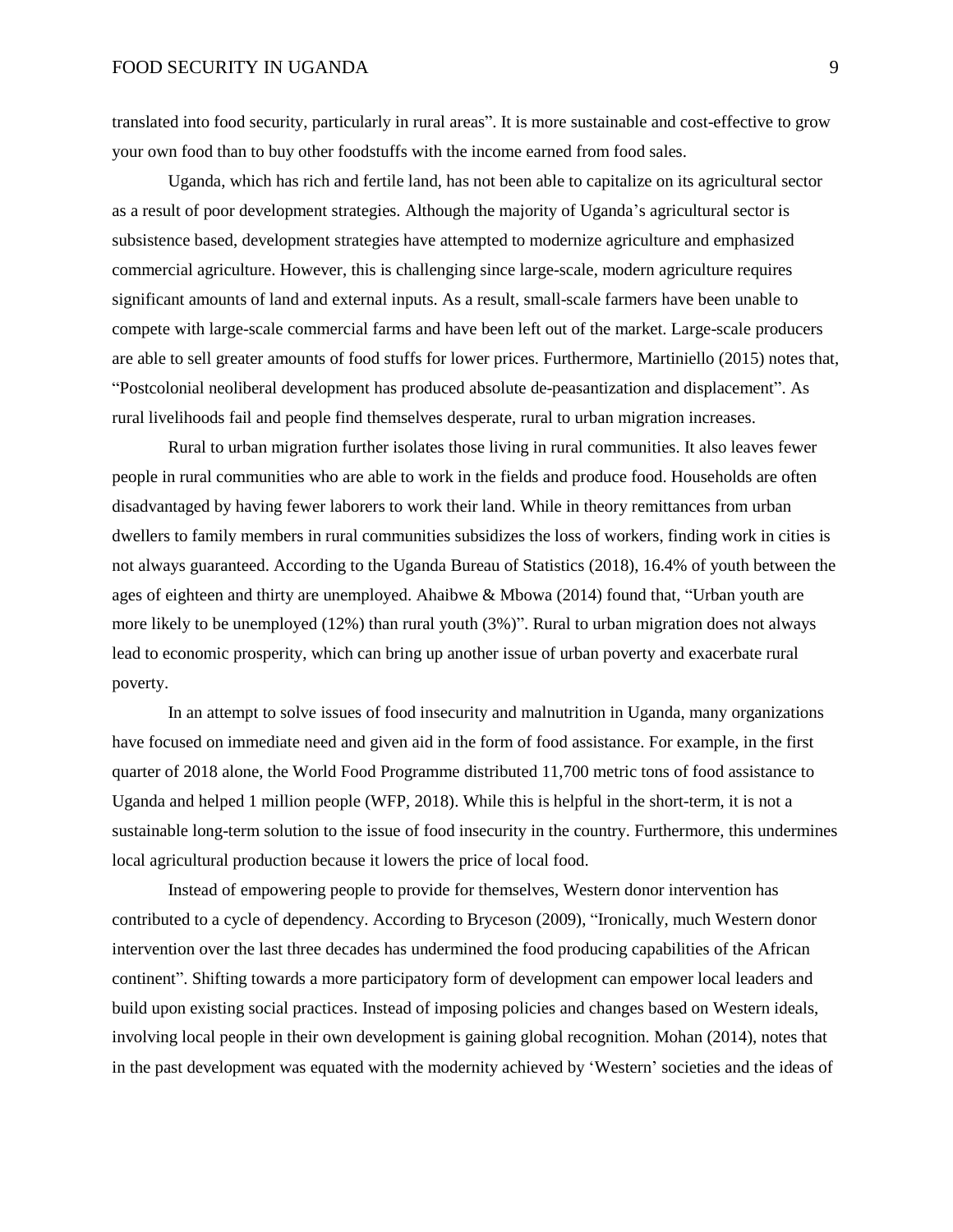translated into food security, particularly in rural areas". It is more sustainable and cost-effective to grow your own food than to buy other foodstuffs with the income earned from food sales.

Uganda, which has rich and fertile land, has not been able to capitalize on its agricultural sector as a result of poor development strategies. Although the majority of Uganda's agricultural sector is subsistence based, development strategies have attempted to modernize agriculture and emphasized commercial agriculture. However, this is challenging since large-scale, modern agriculture requires significant amounts of land and external inputs. As a result, small-scale farmers have been unable to compete with large-scale commercial farms and have been left out of the market. Large-scale producers are able to sell greater amounts of food stuffs for lower prices. Furthermore, Martiniello (2015) notes that, "Postcolonial neoliberal development has produced absolute de-peasantization and displacement". As rural livelihoods fail and people find themselves desperate, rural to urban migration increases.

Rural to urban migration further isolates those living in rural communities. It also leaves fewer people in rural communities who are able to work in the fields and produce food. Households are often disadvantaged by having fewer laborers to work their land. While in theory remittances from urban dwellers to family members in rural communities subsidizes the loss of workers, finding work in cities is not always guaranteed. According to the Uganda Bureau of Statistics (2018), 16.4% of youth between the ages of eighteen and thirty are unemployed. Ahaibwe & Mbowa (2014) found that, "Urban youth are more likely to be unemployed (12%) than rural youth (3%)". Rural to urban migration does not always lead to economic prosperity, which can bring up another issue of urban poverty and exacerbate rural poverty.

In an attempt to solve issues of food insecurity and malnutrition in Uganda, many organizations have focused on immediate need and given aid in the form of food assistance. For example, in the first quarter of 2018 alone, the World Food Programme distributed 11,700 metric tons of food assistance to Uganda and helped 1 million people (WFP, 2018). While this is helpful in the short-term, it is not a sustainable long-term solution to the issue of food insecurity in the country. Furthermore, this undermines local agricultural production because it lowers the price of local food.

Instead of empowering people to provide for themselves, Western donor intervention has contributed to a cycle of dependency. According to Bryceson (2009), "Ironically, much Western donor intervention over the last three decades has undermined the food producing capabilities of the African continent". Shifting towards a more participatory form of development can empower local leaders and build upon existing social practices. Instead of imposing policies and changes based on Western ideals, involving local people in their own development is gaining global recognition. Mohan (2014), notes that in the past development was equated with the modernity achieved by 'Western' societies and the ideas of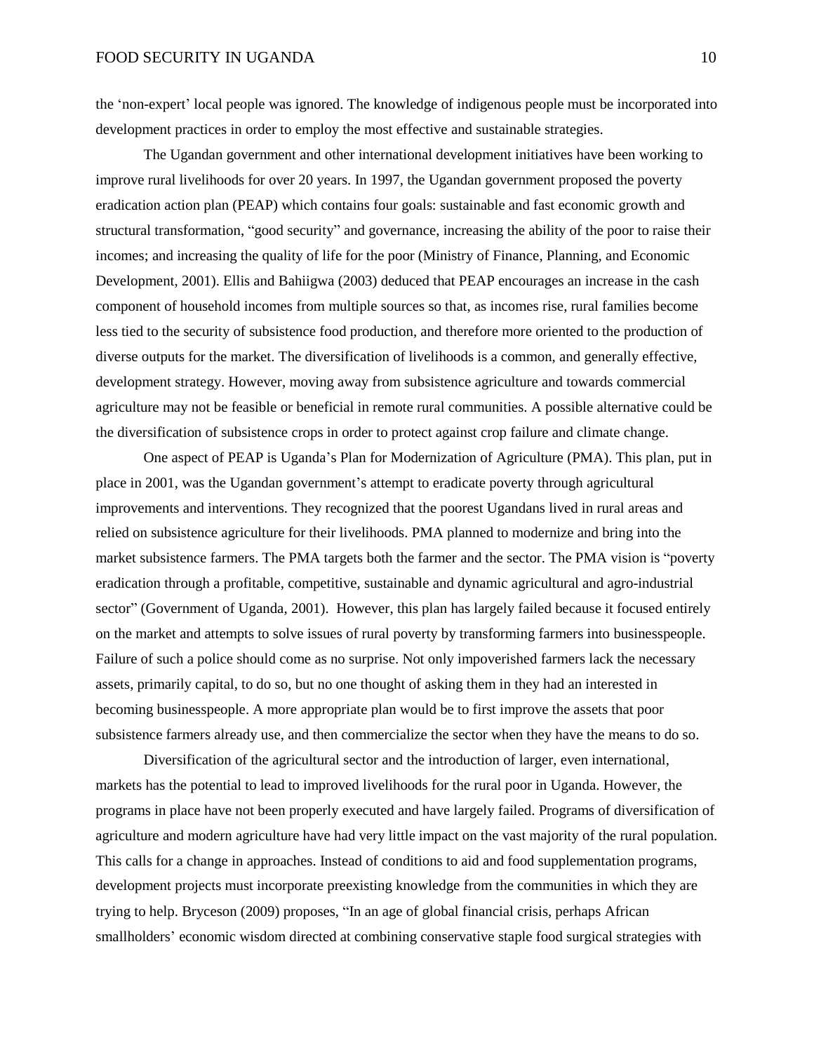the 'non-expert' local people was ignored. The knowledge of indigenous people must be incorporated into development practices in order to employ the most effective and sustainable strategies.

The Ugandan government and other international development initiatives have been working to improve rural livelihoods for over 20 years. In 1997, the Ugandan government proposed the poverty eradication action plan (PEAP) which contains four goals: sustainable and fast economic growth and structural transformation, "good security" and governance, increasing the ability of the poor to raise their incomes; and increasing the quality of life for the poor (Ministry of Finance, Planning, and Economic Development, 2001). Ellis and Bahiigwa (2003) deduced that PEAP encourages an increase in the cash component of household incomes from multiple sources so that, as incomes rise, rural families become less tied to the security of subsistence food production, and therefore more oriented to the production of diverse outputs for the market. The diversification of livelihoods is a common, and generally effective, development strategy. However, moving away from subsistence agriculture and towards commercial agriculture may not be feasible or beneficial in remote rural communities. A possible alternative could be the diversification of subsistence crops in order to protect against crop failure and climate change.

One aspect of PEAP is Uganda's Plan for Modernization of Agriculture (PMA). This plan, put in place in 2001, was the Ugandan government's attempt to eradicate poverty through agricultural improvements and interventions. They recognized that the poorest Ugandans lived in rural areas and relied on subsistence agriculture for their livelihoods. PMA planned to modernize and bring into the market subsistence farmers. The PMA targets both the farmer and the sector. The PMA vision is "poverty eradication through a profitable, competitive, sustainable and dynamic agricultural and agro-industrial sector" (Government of Uganda, 2001). However, this plan has largely failed because it focused entirely on the market and attempts to solve issues of rural poverty by transforming farmers into businesspeople. Failure of such a police should come as no surprise. Not only impoverished farmers lack the necessary assets, primarily capital, to do so, but no one thought of asking them in they had an interested in becoming businesspeople. A more appropriate plan would be to first improve the assets that poor subsistence farmers already use, and then commercialize the sector when they have the means to do so.

Diversification of the agricultural sector and the introduction of larger, even international, markets has the potential to lead to improved livelihoods for the rural poor in Uganda. However, the programs in place have not been properly executed and have largely failed. Programs of diversification of agriculture and modern agriculture have had very little impact on the vast majority of the rural population. This calls for a change in approaches. Instead of conditions to aid and food supplementation programs, development projects must incorporate preexisting knowledge from the communities in which they are trying to help. Bryceson (2009) proposes, "In an age of global financial crisis, perhaps African smallholders' economic wisdom directed at combining conservative staple food surgical strategies with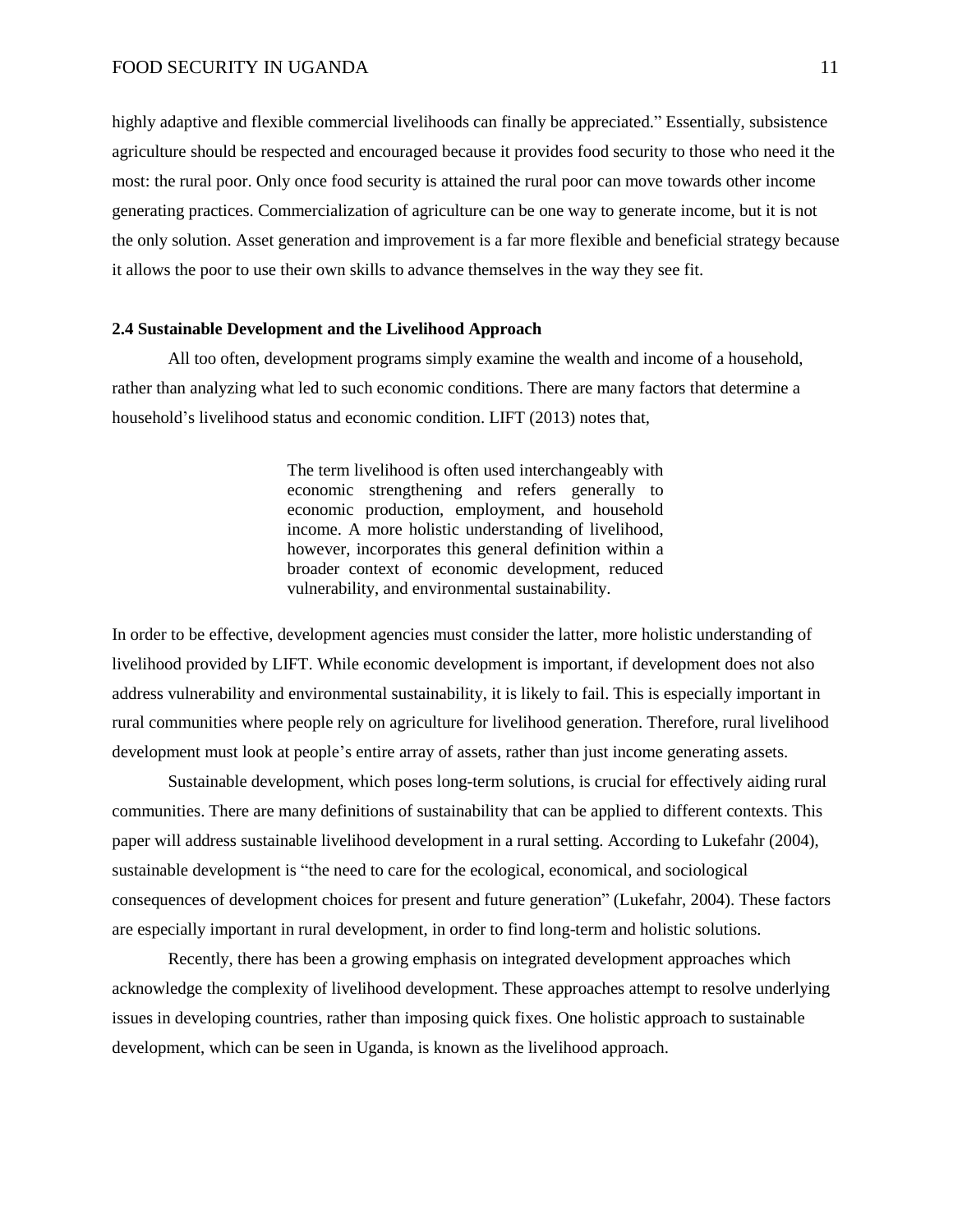highly adaptive and flexible commercial livelihoods can finally be appreciated." Essentially, subsistence agriculture should be respected and encouraged because it provides food security to those who need it the most: the rural poor. Only once food security is attained the rural poor can move towards other income generating practices. Commercialization of agriculture can be one way to generate income, but it is not the only solution. Asset generation and improvement is a far more flexible and beneficial strategy because it allows the poor to use their own skills to advance themselves in the way they see fit.

### 2.4 Sustainable Development and the Livelihood Approach

All too often, development programs simply examine the wealth and income of a household, rather than analyzing what led to such economic conditions. There are many factors that determine a household's livelihood status and economic condition. LIFT (2013) notes that,

> The term livelihood is often used interchangeably with economic strengthening and refers generally to economic production, employment, and household income. A more holistic understanding of livelihood, however, incorporates this general definition within a broader context of economic development, reduced vulnerability, and environmental sustainability.

In order to be effective, development agencies must consider the latter, more holistic understanding of livelihood provided by LIFT. While economic development is important, if development does not also address vulnerability and environmental sustainability, it is likely to fail. This is especially important in rural communities where people rely on agriculture for livelihood generation. Therefore, rural livelihood development must look at people's entire array of assets, rather than just income generating assets.

Sustainable development, which poses long-term solutions, is crucial for effectively aiding rural communities. There are many definitions of sustainability that can be applied to different contexts. This paper will address sustainable livelihood development in a rural setting. According to Lukefahr (2004), sustainable development is "the need to care for the ecological, economical, and sociological consequences of development choices for present and future generation" (Lukefahr, 2004). These factors are especially important in rural development, in order to find long-term and holistic solutions.

Recently, there has been a growing emphasis on integrated development approaches which acknowledge the complexity of livelihood development. These approaches attempt to resolve underlying issues in developing countries, rather than imposing quick fixes. One holistic approach to sustainable development, which can be seen in Uganda, is known as the livelihood approach.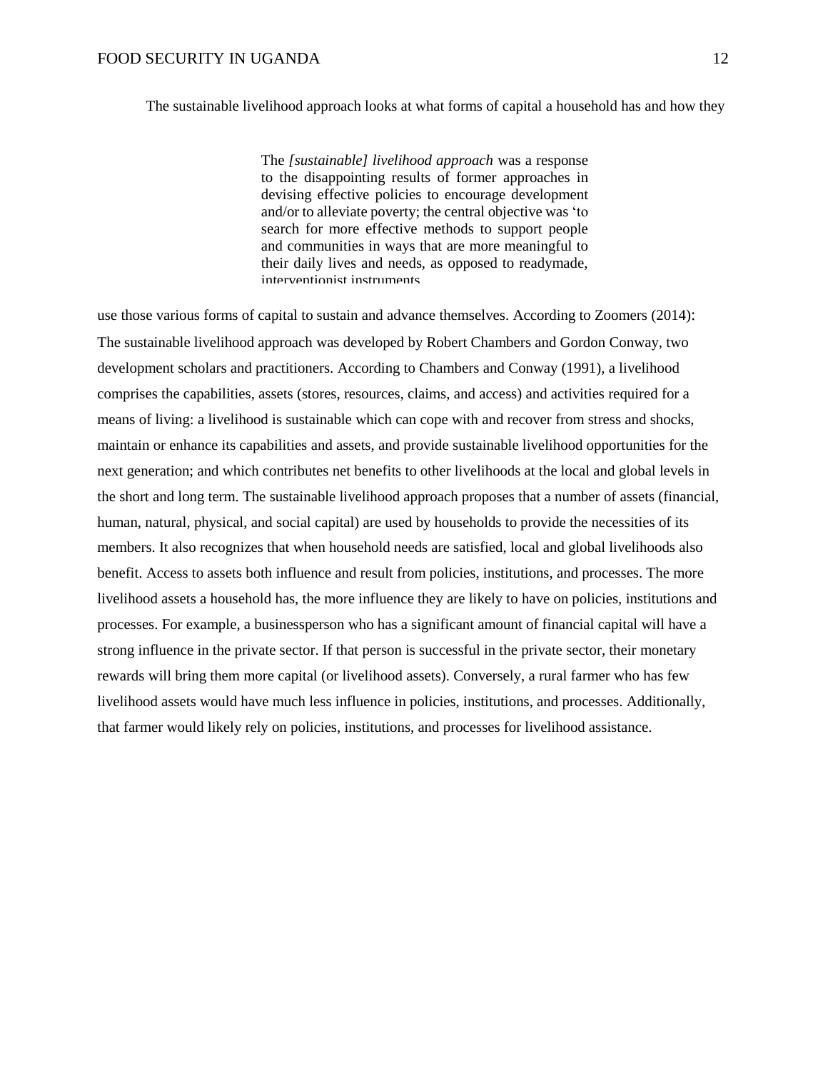The sustainable livelihood approach looks at what forms of capital a household has and how they use those various forms of capital to sustain and advance themselves. According to Zoomers (2014):

> The *[sustainable] livelihood approach* was a response to the disappointing results of former approaches in devising effective policies to encourage development and/or to alleviate poverty; the central objective was 'to search for more effective methods to support people and communities in ways that are more meaningful to their daily lives and needs, as opposed to readymade, interventionist instruments

The sustainable livelihood approach was developed by Robert Chambers and Gordon Conway, two development scholars and practitioners. According to Chambers and Conway (1991), a livelihood comprises the capabilities, assets (stores, resources, claims, and access) and activities required for a means of living: a livelihood is sustainable which can cope with and recover from stress and shocks, maintain or enhance its capabilities and assets, and provide sustainable livelihood opportunities for the next generation; and which contributes net benefits to other livelihoods at the local and global levels in the short and long term. The sustainable livelihood approach proposes that a number of assets (financial, human, natural, physical, and social capital) are used by households to provide the necessities of its members. It also recognizes that when household needs are satisfied, local and global livelihoods also benefit. Access to assets both influence and result from policies, institutions, and processes. The more livelihood assets a household has, the more influence they are likely to have on policies, institutions and processes. For example, a businessperson who has a significant amount of financial capital will have a strong influence in the private sector. If that person is successful in the private sector, their monetary rewards will bring them more capital (or livelihood assets). Conversely, a rural farmer who has few livelihood assets would have much less influence in policies, institutions, and processes. Additionally, that farmer would likely rely on policies, institutions, and processes for livelihood assistance.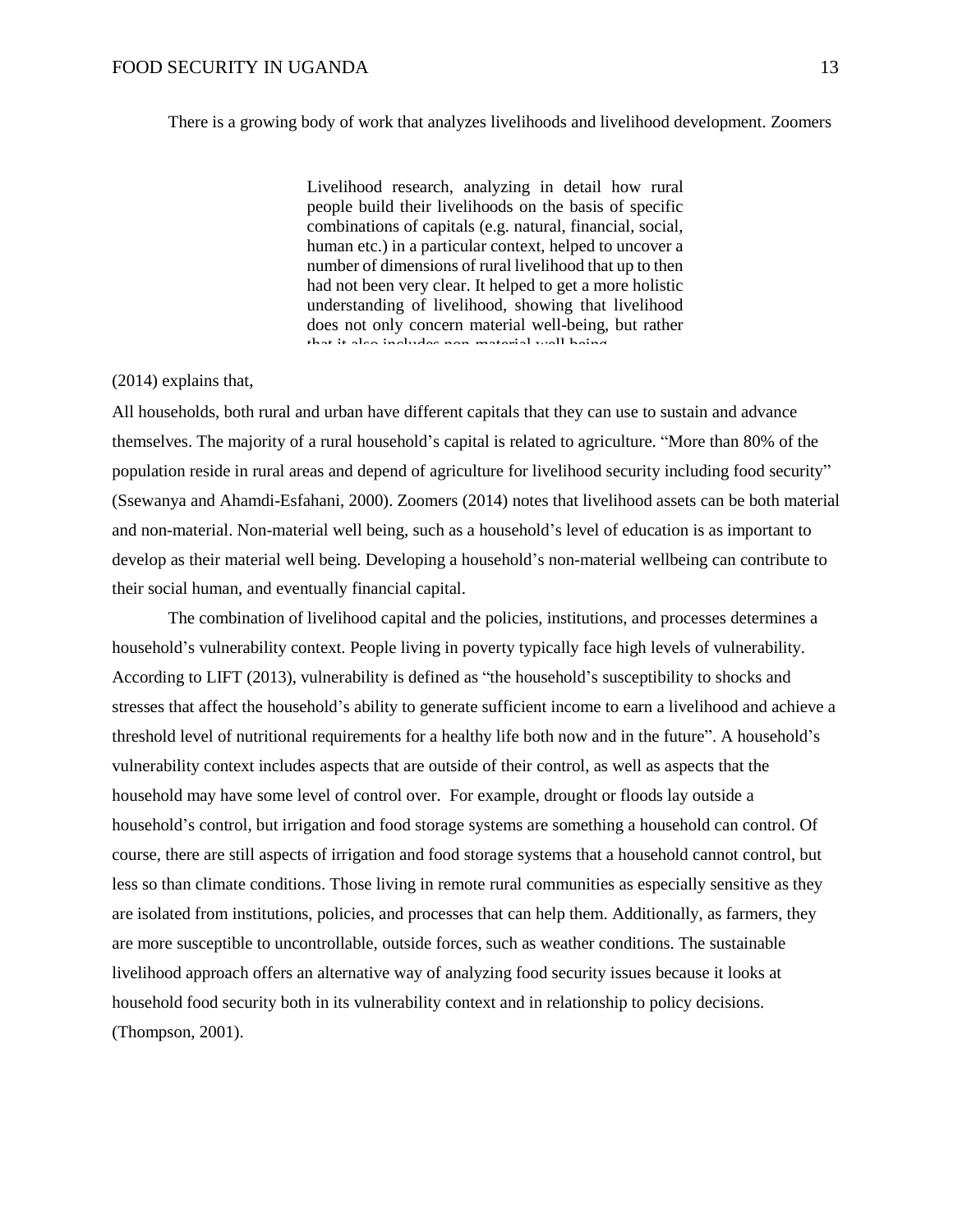There is a growing body of work that analyzes livelihoods and livelihood development. Zoomers

> Livelihood research, analyzing in detail how rural people build their livelihoods on the basis of specific combinations of capitals (e.g. natural, financial, social, human etc.) in a particular context, helped to uncover a number of dimensions of rural livelihood that up to then had not been very clear. It helped to get a more holistic understanding of livelihood, showing that livelihood does not only concern material well-being, but rather that it also includes non-material well being

(2014) explains that,

All households, both rural and urban have different capitals that they can use to sustain and advance themselves. The majority of a rural household's capital is related to agriculture. "More than 80% of the population reside in rural areas and depend of agriculture for livelihood security including food security" (Ssewanya and Ahamdi-Esfahani, 2000). Zoomers (2014) notes that livelihood assets can be both material and non-material. Non-material well being, such as a household's level of education is as important to develop as their material well being. Developing a household's non-material wellbeing can contribute to their social human, and eventually financial capital.

The combination of livelihood capital and the policies, institutions, and processes determines a household's vulnerability context. People living in poverty typically face high levels of vulnerability. According to LIFT (2013), vulnerability is defined as "the household's susceptibility to shocks and stresses that affect the household's ability to generate sufficient income to earn a livelihood and achieve a threshold level of nutritional requirements for a healthy life both now and in the future". A household's vulnerability context includes aspects that are outside of their control, as well as aspects that the household may have some level of control over. For example, drought or floods lay outside a household's control, but irrigation and food storage systems are something a household can control. Of course, there are still aspects of irrigation and food storage systems that a household cannot control, but less so than climate conditions. Those living in remote rural communities as especially sensitive as they are isolated from institutions, policies, and processes that can help them. Additionally, as farmers, they are more susceptible to uncontrollable, outside forces, such as weather conditions. The sustainable livelihood approach offers an alternative way of analyzing food security issues because it looks at household food security both in its vulnerability context and in relationship to policy decisions. (Thompson, 2001).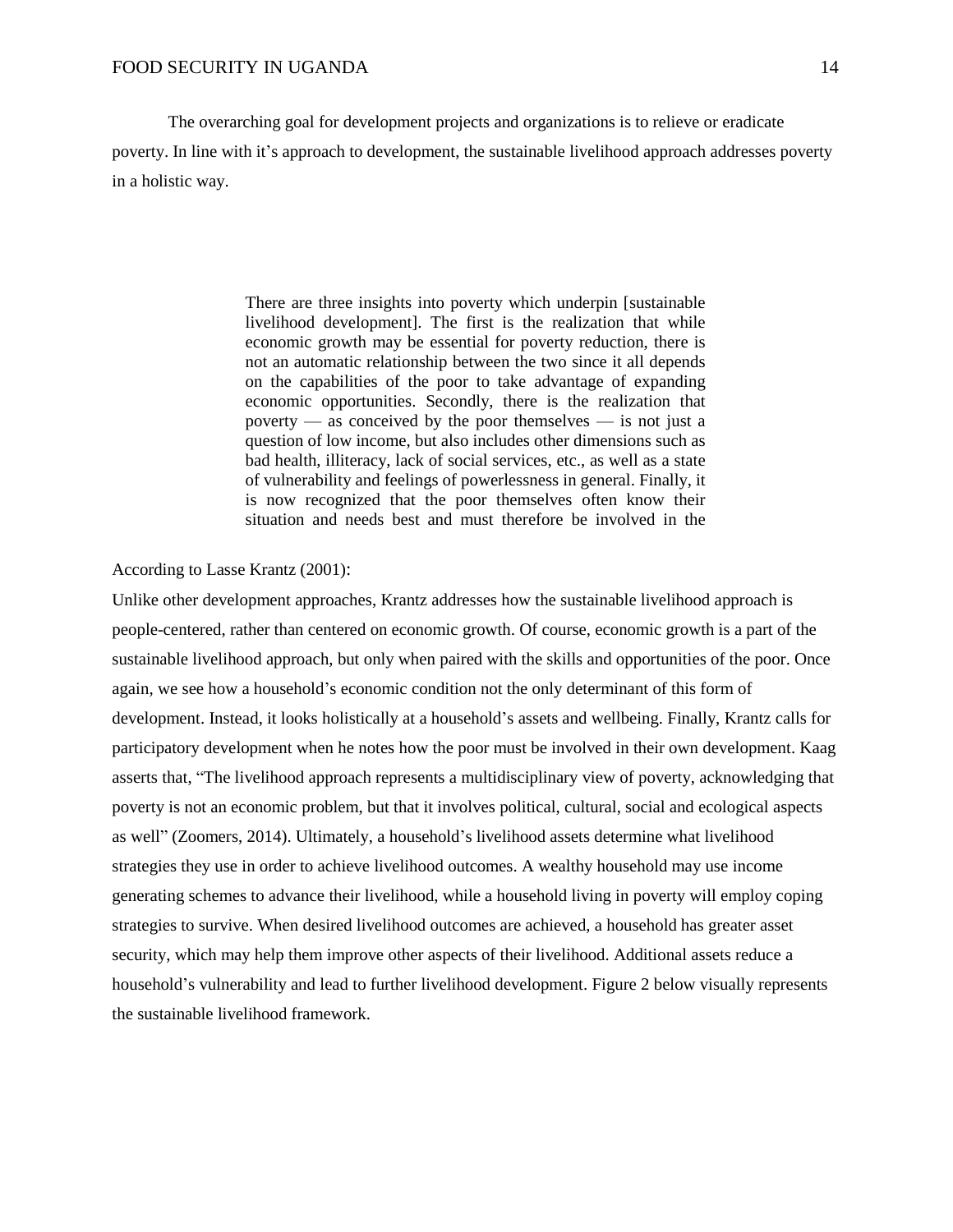The overarching goal for development projects and organizations is to relieve or eradicate poverty. In line with it's approach to development, the sustainable livelihood approach addresses poverty in a holistic way.

> There are three insights into poverty which underpin [sustainable livelihood development]. The first is the realization that while economic growth may be essential for poverty reduction, there is not an automatic relationship between the two since it all depends on the capabilities of the poor to take advantage of expanding economic opportunities. Secondly, there is the realization that poverty — as conceived by the poor themselves — is not just a question of low income, but also includes other dimensions such as bad health, illiteracy, lack of social services, etc., as well as a state of vulnerability and feelings of powerlessness in general. Finally, it is now recognized that the poor themselves often know their situation and needs best and must therefore be involved in the

According to Lasse Krantz (2001):

Unlike other development approaches, Krantz addresses how the sustainable livelihood approach is people-centered, rather than centered on economic growth. Of course, economic growth is a part of the sustainable livelihood approach, but only when paired with the skills and opportunities of the poor. Once again, we see how a household's economic condition not the only determinant of this form of development. Instead, it looks holistically at a household's assets and wellbeing. Finally, Krantz calls for participatory development when he notes how the poor must be involved in their own development. Kaag asserts that, "The livelihood approach represents a multidisciplinary view of poverty, acknowledging that poverty is not an economic problem, but that it involves political, cultural, social and ecological aspects as well" (Zoomers, 2014). Ultimately, a household's livelihood assets determine what livelihood strategies they use in order to achieve livelihood outcomes. A wealthy household may use income generating schemes to advance their livelihood, while a household living in poverty will employ coping strategies to survive. When desired livelihood outcomes are achieved, a household has greater asset security, which may help them improve other aspects of their livelihood. Additional assets reduce a household's vulnerability and lead to further livelihood development. Figure 2 below visually represents the sustainable livelihood framework.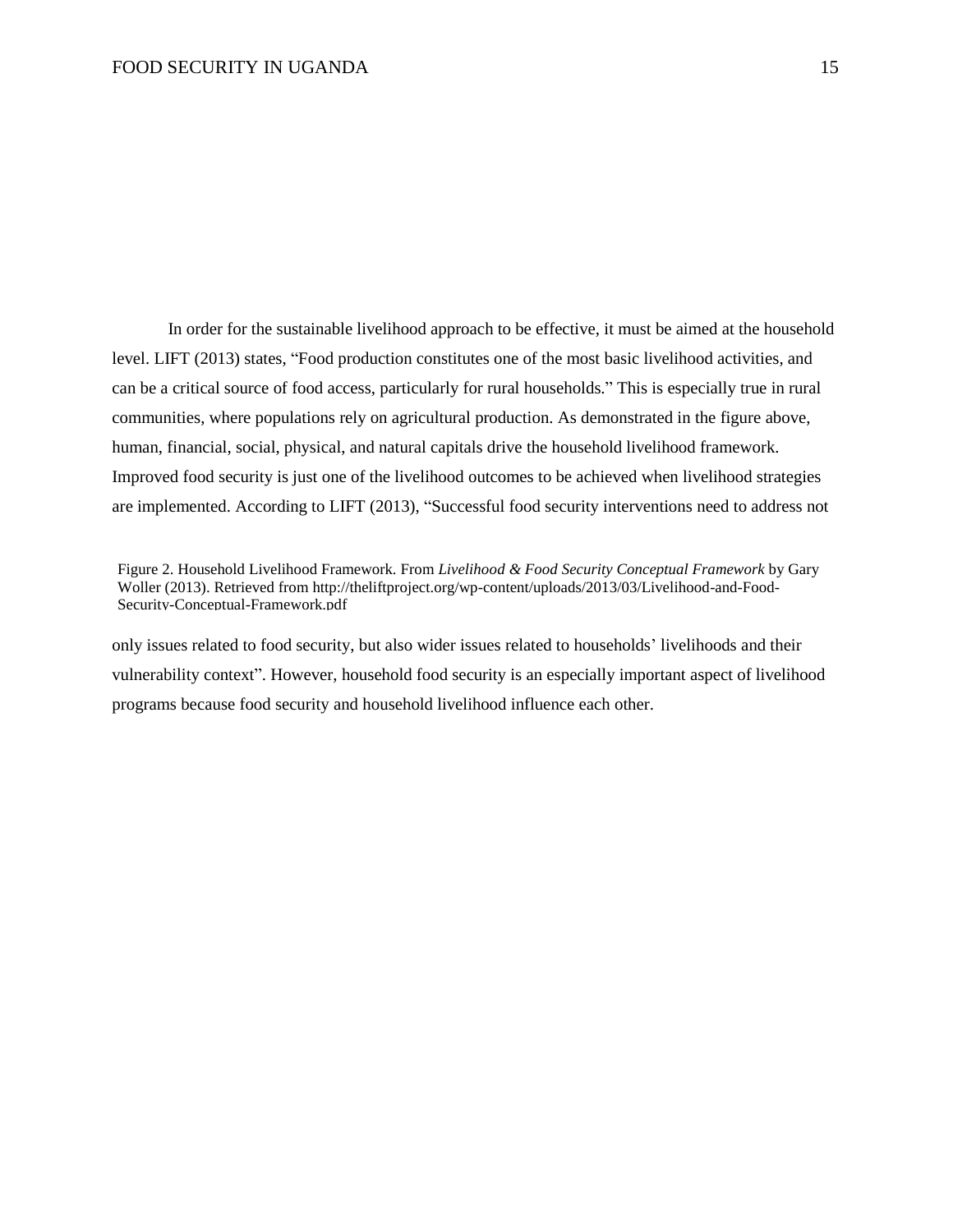In order for the sustainable livelihood approach to be effective, it must be aimed at the household level. LIFT (2013) states, "Food production constitutes one of the most basic livelihood activities, and can be a critical source of food access, particularly for rural households." This is especially true in rural communities, where populations rely on agricultural production. As demonstrated in the figure above, human, financial, social, physical, and natural capitals drive the household livelihood framework. Improved food security is just one of the livelihood outcomes to be achieved when livelihood strategies are implemented. According to LIFT (2013), "Successful food security interventions need to address not only issues related to food security, but also wider issues related to households' livelihoods and their vulnerability context". However, household food security is an especially important aspect of livelihood programs because food security and household livelihood influence each other.

Figure 2. Household Livelihood Framework. From *Livelihood & Food Security Conceptual Framework* by Gary Woller (2013). Retrieved from http://theliftproject.org/wp-content/uploads/2013/03/Livelihood-and-Food-Security-Conceptual-Framework.pdf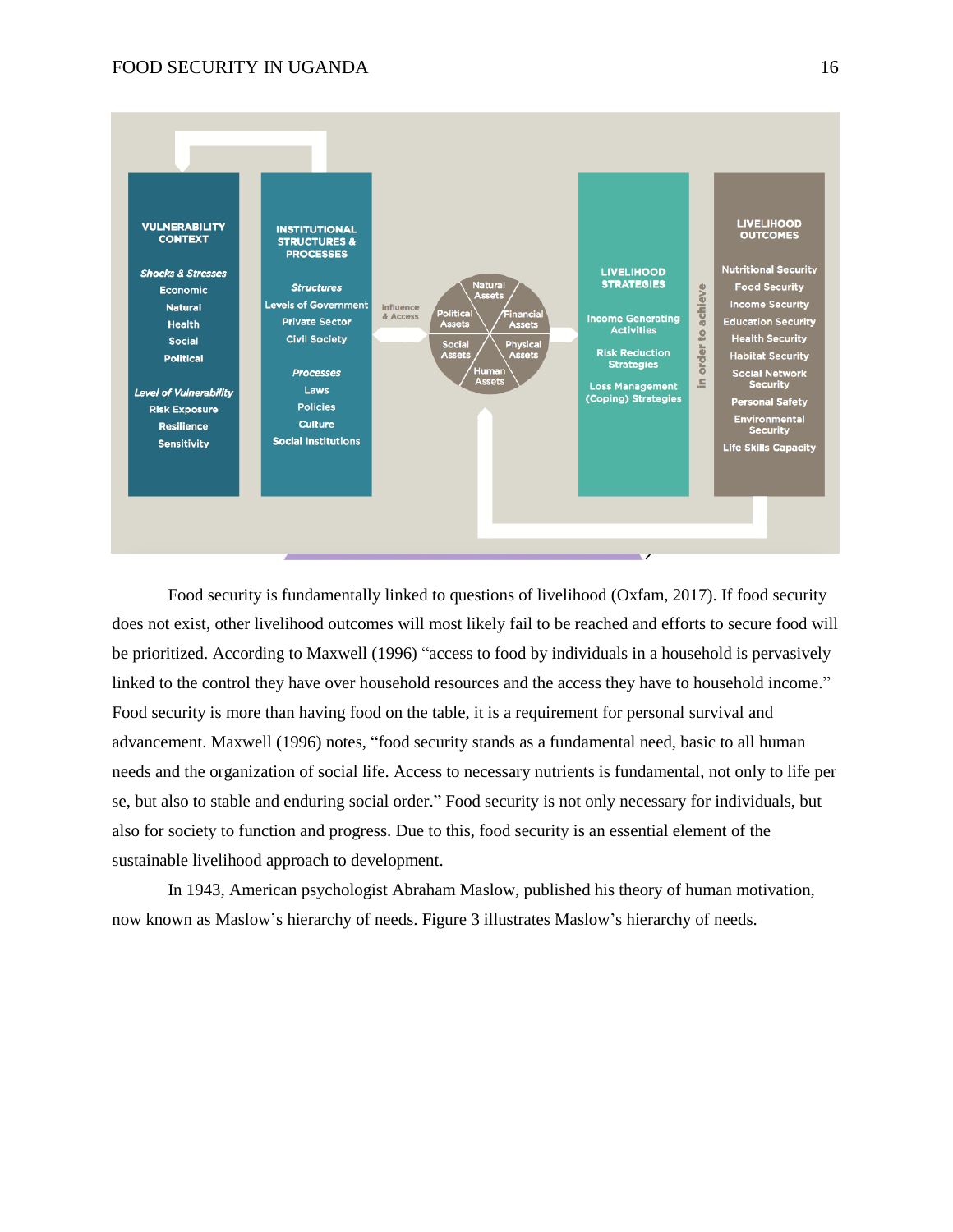Food security is fundamentally linked to questions of livelihood (Oxfam, 2017). If food security does not exist, other livelihood outcomes will most likely fail to be reached and efforts to secure food will be prioritized. According to Maxwell (1996) “access to food by individuals in a household is pervasively linked to the control they have over household resources and the access they have to household income.” Food security is more than having food on the table, it is a requirement for personal survival and advancement. Maxwell (1996) notes, “food security stands as a fundamental need, basic to all human needs and the organization of social life. Access to necessary nutrients is fundamental, not only to life per se, but also to stable and enduring social order.” Food security is not only necessary for individuals, but also for society to function and progress. Due to this, food security is an essential element of the sustainable livelihood approach to development.

In 1943, American psychologist Abraham Maslow, published his theory of human motivation, now known as Maslow’s hierarchy of needs. Figure 3 illustrates Maslow’s hierarchy of needs.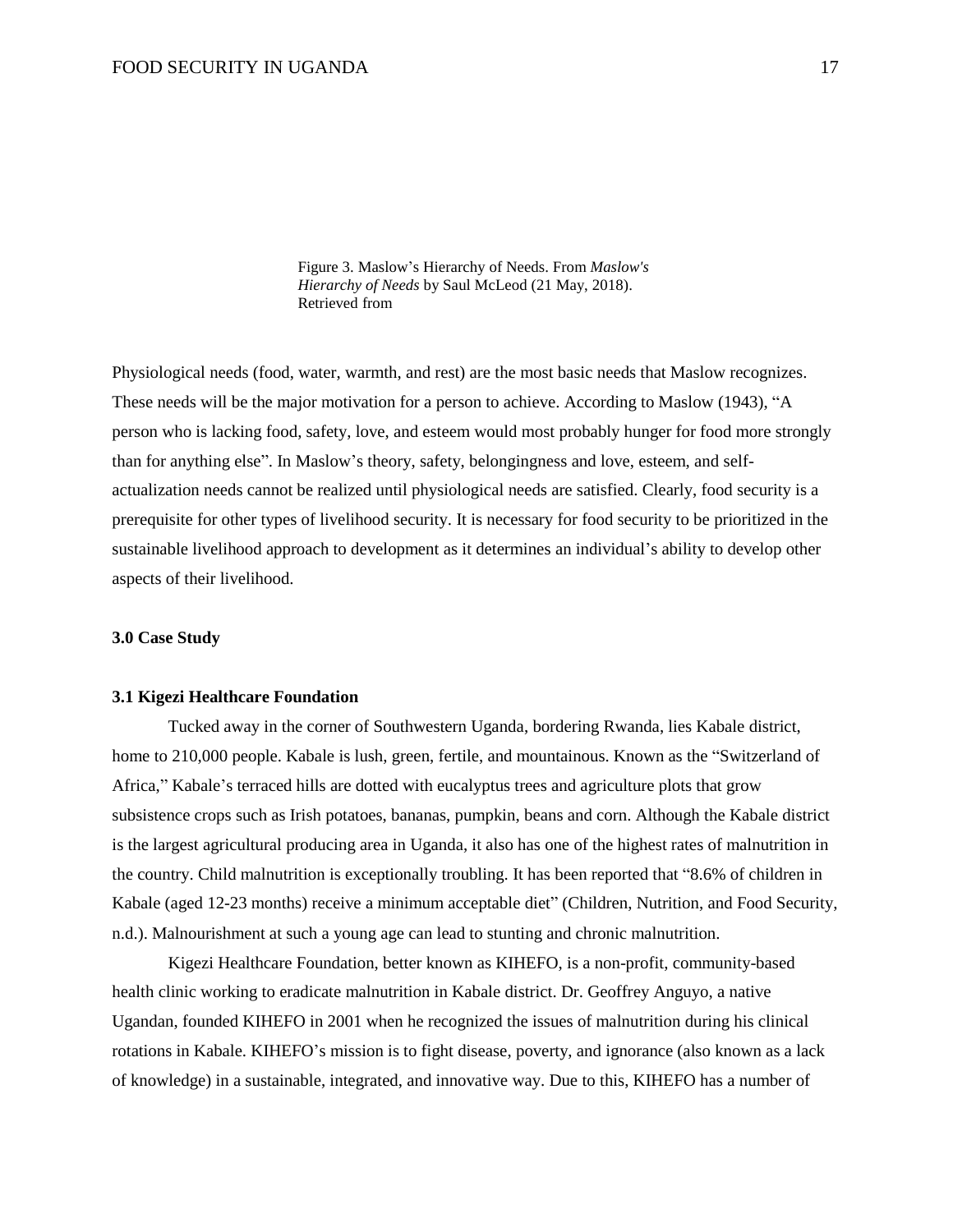Figure 3. Maslow's Hierarchy of Needs. From *Maslow's Hierarchy of Needs* by Saul McLeod (21 May, 2018). Retrieved from

Physiological needs (food, water, warmth, and rest) are the most basic needs that Maslow recognizes. These needs will be the major motivation for a person to achieve. According to Maslow (1943), "A person who is lacking food, safety, love, and esteem would most probably hunger for food more strongly than for anything else". In Maslow's theory, safety, belongingness and love, esteem, and self-actualization needs cannot be realized until physiological needs are satisfied. Clearly, food security is a prerequisite for other types of livelihood security. It is necessary for food security to be prioritized in the sustainable livelihood approach to development as it determines an individual's ability to develop other aspects of their livelihood.

## 3.0 Case Study

### 3.1 Kigezi Healthcare Foundation

Tucked away in the corner of Southwestern Uganda, bordering Rwanda, lies Kabale district, home to 210,000 people. Kabale is lush, green, fertile, and mountainous. Known as the "Switzerland of Africa," Kabale's terraced hills are dotted with eucalyptus trees and agriculture plots that grow subsistence crops such as Irish potatoes, bananas, pumpkin, beans and corn. Although the Kabale district is the largest agricultural producing area in Uganda, it also has one of the highest rates of malnutrition in the country. Child malnutrition is exceptionally troubling. It has been reported that "8.6% of children in Kabale (aged 12-23 months) receive a minimum acceptable diet" (Children, Nutrition, and Food Security, n.d.). Malnourishment at such a young age can lead to stunting and chronic malnutrition.

Kigezi Healthcare Foundation, better known as KIHEFO, is a non-profit, community-based health clinic working to eradicate malnutrition in Kabale district. Dr. Geoffrey Anguyo, a native Ugandan, founded KIHEFO in 2001 when he recognized the issues of malnutrition during his clinical rotations in Kabale. KIHEFO's mission is to fight disease, poverty, and ignorance (also known as a lack of knowledge) in a sustainable, integrated, and innovative way. Due to this, KIHEFO has a number of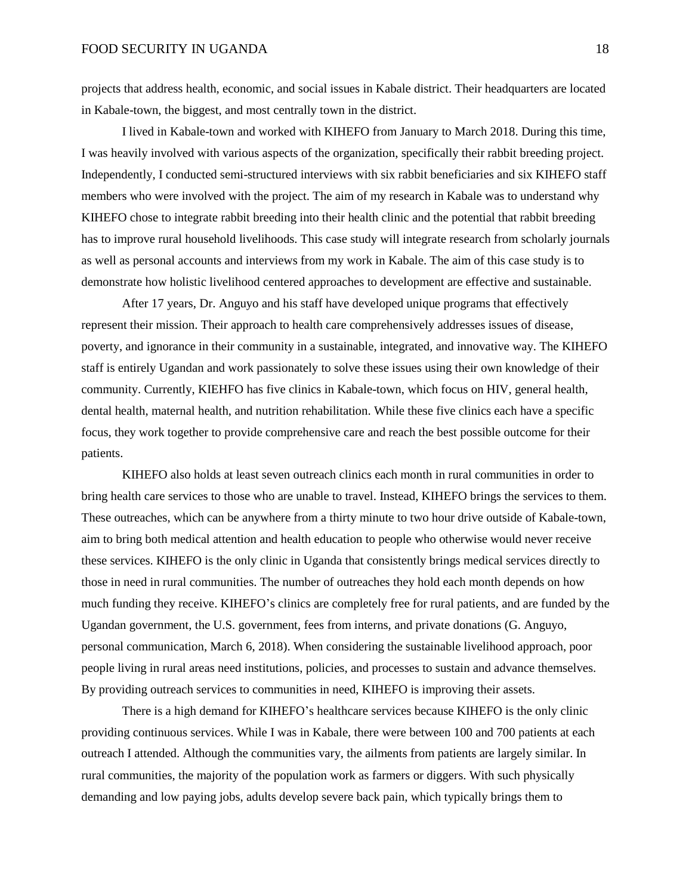projects that address health, economic, and social issues in Kabale district. Their headquarters are located in Kabale-town, the biggest, and most centrally town in the district.

I lived in Kabale-town and worked with KIHEFO from January to March 2018. During this time, I was heavily involved with various aspects of the organization, specifically their rabbit breeding project. Independently, I conducted semi-structured interviews with six rabbit beneficiaries and six KIHEFO staff members who were involved with the project. The aim of my research in Kabale was to understand why KIHEFO chose to integrate rabbit breeding into their health clinic and the potential that rabbit breeding has to improve rural household livelihoods. This case study will integrate research from scholarly journals as well as personal accounts and interviews from my work in Kabale. The aim of this case study is to demonstrate how holistic livelihood centered approaches to development are effective and sustainable.

After 17 years, Dr. Anguyo and his staff have developed unique programs that effectively represent their mission. Their approach to health care comprehensively addresses issues of disease, poverty, and ignorance in their community in a sustainable, integrated, and innovative way. The KIHEFO staff is entirely Ugandan and work passionately to solve these issues using their own knowledge of their community. Currently, KIEHFO has five clinics in Kabale-town, which focus on HIV, general health, dental health, maternal health, and nutrition rehabilitation. While these five clinics each have a specific focus, they work together to provide comprehensive care and reach the best possible outcome for their patients.

KIHEFO also holds at least seven outreach clinics each month in rural communities in order to bring health care services to those who are unable to travel. Instead, KIHEFO brings the services to them. These outreaches, which can be anywhere from a thirty minute to two hour drive outside of Kabale-town, aim to bring both medical attention and health education to people who otherwise would never receive these services. KIHEFO is the only clinic in Uganda that consistently brings medical services directly to those in need in rural communities. The number of outreaches they hold each month depends on how much funding they receive. KIHEFO's clinics are completely free for rural patients, and are funded by the Ugandan government, the U.S. government, fees from interns, and private donations (G. Anguyo, personal communication, March 6, 2018). When considering the sustainable livelihood approach, poor people living in rural areas need institutions, policies, and processes to sustain and advance themselves. By providing outreach services to communities in need, KIHEFO is improving their assets.

There is a high demand for KIHEFO's healthcare services because KIHEFO is the only clinic providing continuous services. While I was in Kabale, there were between 100 and 700 patients at each outreach I attended. Although the communities vary, the ailments from patients are largely similar. In rural communities, the majority of the population work as farmers or diggers. With such physically demanding and low paying jobs, adults develop severe back pain, which typically brings them to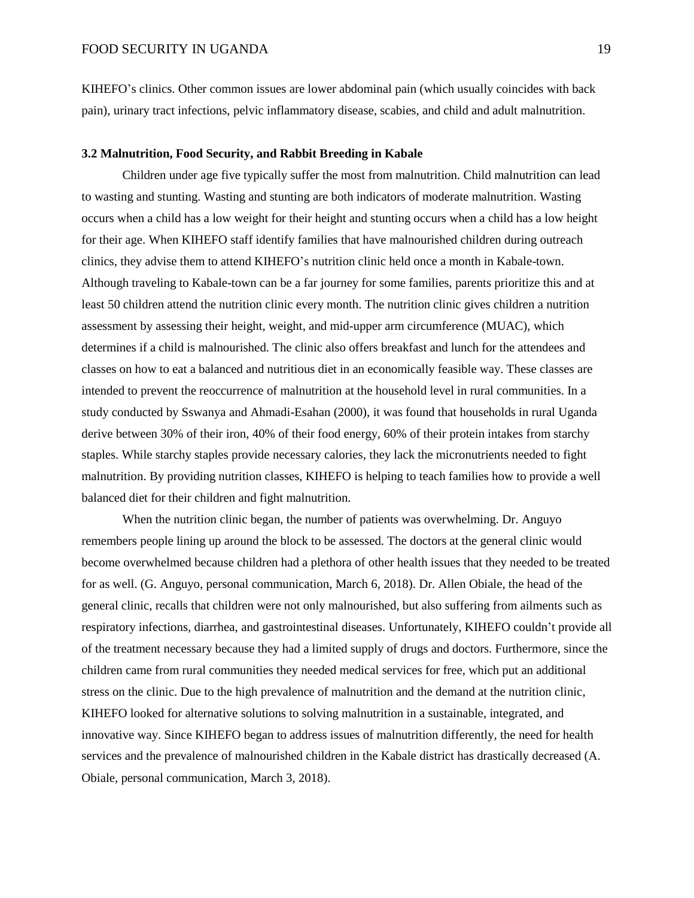KIHEFO's clinics. Other common issues are lower abdominal pain (which usually coincides with back pain), urinary tract infections, pelvic inflammatory disease, scabies, and child and adult malnutrition.

### 3.2 Malnutrition, Food Security, and Rabbit Breeding in Kabale

Children under age five typically suffer the most from malnutrition. Child malnutrition can lead to wasting and stunting. Wasting and stunting are both indicators of moderate malnutrition. Wasting occurs when a child has a low weight for their height and stunting occurs when a child has a low height for their age. When KIHEFO staff identify families that have malnourished children during outreach clinics, they advise them to attend KIHEFO's nutrition clinic held once a month in Kabale-town. Although traveling to Kabale-town can be a far journey for some families, parents prioritize this and at least 50 children attend the nutrition clinic every month. The nutrition clinic gives children a nutrition assessment by assessing their height, weight, and mid-upper arm circumference (MUAC), which determines if a child is malnourished. The clinic also offers breakfast and lunch for the attendees and classes on how to eat a balanced and nutritious diet in an economically feasible way. These classes are intended to prevent the reoccurrence of malnutrition at the household level in rural communities. In a study conducted by Sswanya and Ahmadi-Esahan (2000), it was found that households in rural Uganda derive between 30% of their iron, 40% of their food energy, 60% of their protein intakes from starchy staples. While starchy staples provide necessary calories, they lack the micronutrients needed to fight malnutrition. By providing nutrition classes, KIHEFO is helping to teach families how to provide a well balanced diet for their children and fight malnutrition.

When the nutrition clinic began, the number of patients was overwhelming. Dr. Anguyo remembers people lining up around the block to be assessed. The doctors at the general clinic would become overwhelmed because children had a plethora of other health issues that they needed to be treated for as well. (G. Anguyo, personal communication, March 6, 2018). Dr. Allen Obiale, the head of the general clinic, recalls that children were not only malnourished, but also suffering from ailments such as respiratory infections, diarrhea, and gastrointestinal diseases. Unfortunately, KIHEFO couldn't provide all of the treatment necessary because they had a limited supply of drugs and doctors. Furthermore, since the children came from rural communities they needed medical services for free, which put an additional stress on the clinic. Due to the high prevalence of malnutrition and the demand at the nutrition clinic, KIHEFO looked for alternative solutions to solving malnutrition in a sustainable, integrated, and innovative way. Since KIHEFO began to address issues of malnutrition differently, the need for health services and the prevalence of malnourished children in the Kabale district has drastically decreased (A. Obiale, personal communication, March 3, 2018).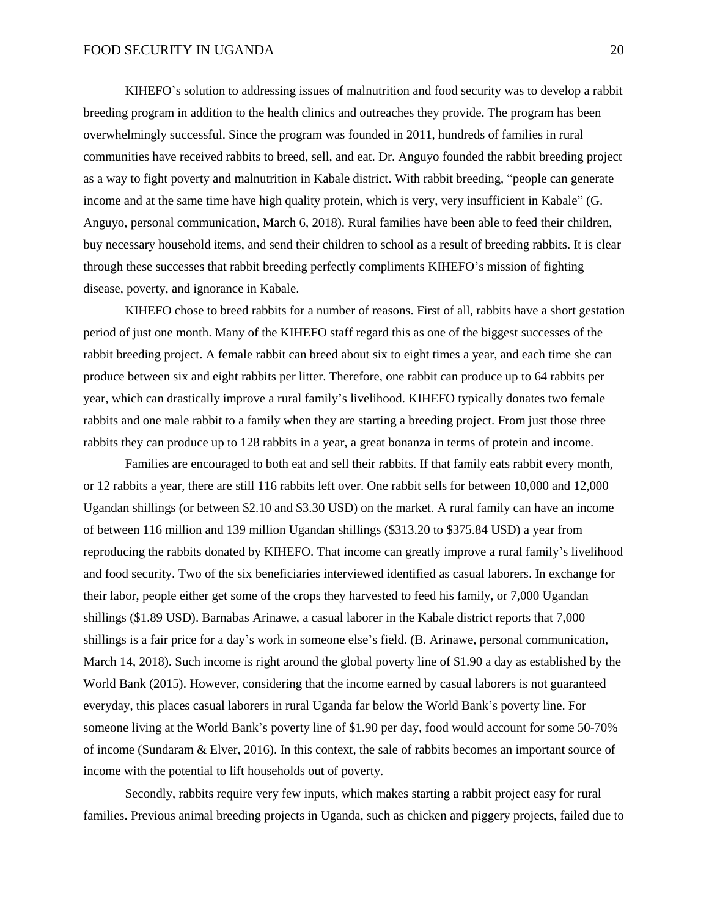KIHEFO's solution to addressing issues of malnutrition and food security was to develop a rabbit breeding program in addition to the health clinics and outreaches they provide. The program has been overwhelmingly successful. Since the program was founded in 2011, hundreds of families in rural communities have received rabbits to breed, sell, and eat. Dr. Anguyo founded the rabbit breeding project as a way to fight poverty and malnutrition in Kabale district. With rabbit breeding, "people can generate income and at the same time have high quality protein, which is very, very insufficient in Kabale" (G. Anguyo, personal communication, March 6, 2018). Rural families have been able to feed their children, buy necessary household items, and send their children to school as a result of breeding rabbits. It is clear through these successes that rabbit breeding perfectly compliments KIHEFO's mission of fighting disease, poverty, and ignorance in Kabale.

KIHEFO chose to breed rabbits for a number of reasons. First of all, rabbits have a short gestation period of just one month. Many of the KIHEFO staff regard this as one of the biggest successes of the rabbit breeding project. A female rabbit can breed about six to eight times a year, and each time she can produce between six and eight rabbits per litter. Therefore, one rabbit can produce up to 64 rabbits per year, which can drastically improve a rural family's livelihood. KIHEFO typically donates two female rabbits and one male rabbit to a family when they are starting a breeding project. From just those three rabbits they can produce up to 128 rabbits in a year, a great bonanza in terms of protein and income.

Families are encouraged to both eat and sell their rabbits. If that family eats rabbit every month, or 12 rabbits a year, there are still 116 rabbits left over. One rabbit sells for between 10,000 and 12,000 Ugandan shillings (or between $2.10 and $3.30 USD) on the market. A rural family can have an income of between 116 million and 139 million Ugandan shillings ($313.20 to $375.84 USD) a year from reproducing the rabbits donated by KIHEFO. That income can greatly improve a rural family's livelihood and food security. Two of the six beneficiaries interviewed identified as casual laborers. In exchange for their labor, people either get some of the crops they harvested to feed his family, or 7,000 Ugandan shillings ($1.89 USD). Barnabas Arinawe, a casual laborer in the Kabale district reports that 7,000 shillings is a fair price for a day's work in someone else's field. (B. Arinawe, personal communication, March 14, 2018). Such income is right around the global poverty line of $1.90 a day as established by the World Bank (2015). However, considering that the income earned by casual laborers is not guaranteed everyday, this places casual laborers in rural Uganda far below the World Bank's poverty line. For someone living at the World Bank's poverty line of $1.90 per day, food would account for some 50-70% of income (Sundaram & Elver, 2016). In this context, the sale of rabbits becomes an important source of income with the potential to lift households out of poverty.

Secondly, rabbits require very few inputs, which makes starting a rabbit project easy for rural families. Previous animal breeding projects in Uganda, such as chicken and piggery projects, failed due to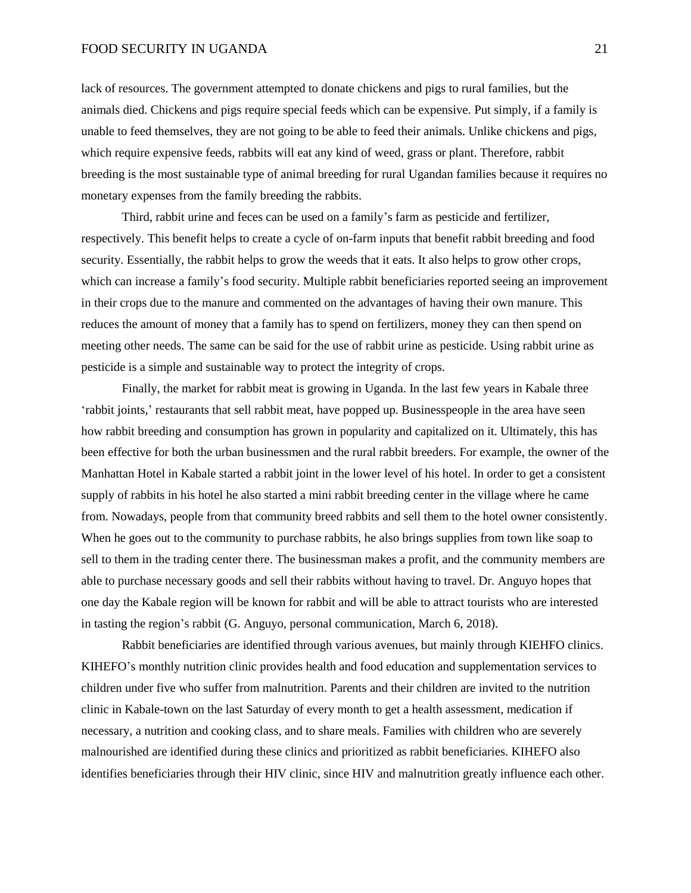lack of resources. The government attempted to donate chickens and pigs to rural families, but the animals died. Chickens and pigs require special feeds which can be expensive. Put simply, if a family is unable to feed themselves, they are not going to be able to feed their animals. Unlike chickens and pigs, which require expensive feeds, rabbits will eat any kind of weed, grass or plant. Therefore, rabbit breeding is the most sustainable type of animal breeding for rural Ugandan families because it requires no monetary expenses from the family breeding the rabbits.

Third, rabbit urine and feces can be used on a family's farm as pesticide and fertilizer, respectively. This benefit helps to create a cycle of on-farm inputs that benefit rabbit breeding and food security. Essentially, the rabbit helps to grow the weeds that it eats. It also helps to grow other crops, which can increase a family's food security. Multiple rabbit beneficiaries reported seeing an improvement in their crops due to the manure and commented on the advantages of having their own manure. This reduces the amount of money that a family has to spend on fertilizers, money they can then spend on meeting other needs. The same can be said for the use of rabbit urine as pesticide. Using rabbit urine as pesticide is a simple and sustainable way to protect the integrity of crops.

Finally, the market for rabbit meat is growing in Uganda. In the last few years in Kabale three 'rabbit joints,' restaurants that sell rabbit meat, have popped up. Businesspeople in the area have seen how rabbit breeding and consumption has grown in popularity and capitalized on it. Ultimately, this has been effective for both the urban businessmen and the rural rabbit breeders. For example, the owner of the Manhattan Hotel in Kabale started a rabbit joint in the lower level of his hotel. In order to get a consistent supply of rabbits in his hotel he also started a mini rabbit breeding center in the village where he came from. Nowadays, people from that community breed rabbits and sell them to the hotel owner consistently. When he goes out to the community to purchase rabbits, he also brings supplies from town like soap to sell to them in the trading center there. The businessman makes a profit, and the community members are able to purchase necessary goods and sell their rabbits without having to travel. Dr. Anguyo hopes that one day the Kabale region will be known for rabbit and will be able to attract tourists who are interested in tasting the region's rabbit (G. Anguyo, personal communication, March 6, 2018).

Rabbit beneficiaries are identified through various avenues, but mainly through KIEHFO clinics. KIHEFO's monthly nutrition clinic provides health and food education and supplementation services to children under five who suffer from malnutrition. Parents and their children are invited to the nutrition clinic in Kabale-town on the last Saturday of every month to get a health assessment, medication if necessary, a nutrition and cooking class, and to share meals. Families with children who are severely malnourished are identified during these clinics and prioritized as rabbit beneficiaries. KIHEFO also identifies beneficiaries through their HIV clinic, since HIV and malnutrition greatly influence each other.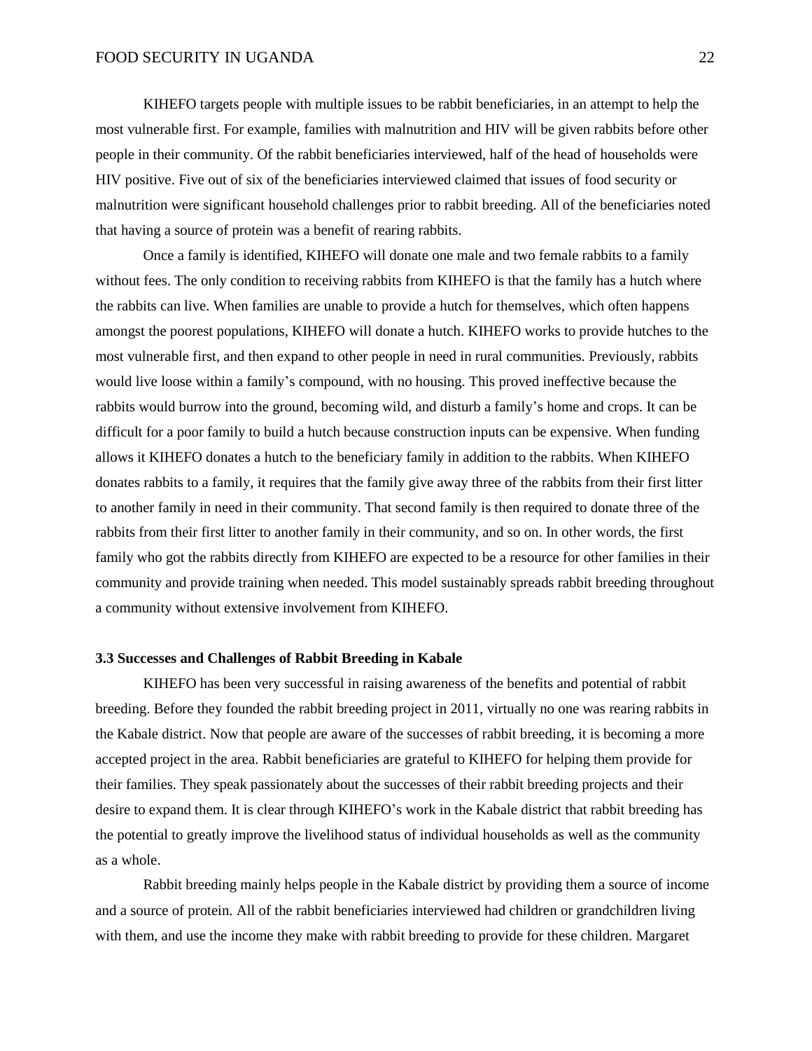KIHEFO targets people with multiple issues to be rabbit beneficiaries, in an attempt to help the most vulnerable first. For example, families with malnutrition and HIV will be given rabbits before other people in their community. Of the rabbit beneficiaries interviewed, half of the head of households were HIV positive. Five out of six of the beneficiaries interviewed claimed that issues of food security or malnutrition were significant household challenges prior to rabbit breeding. All of the beneficiaries noted that having a source of protein was a benefit of rearing rabbits.

Once a family is identified, KIHEFO will donate one male and two female rabbits to a family without fees. The only condition to receiving rabbits from KIHEFO is that the family has a hutch where the rabbits can live. When families are unable to provide a hutch for themselves, which often happens amongst the poorest populations, KIHEFO will donate a hutch. KIHEFO works to provide hutches to the most vulnerable first, and then expand to other people in need in rural communities. Previously, rabbits would live loose within a family's compound, with no housing. This proved ineffective because the rabbits would burrow into the ground, becoming wild, and disturb a family's home and crops. It can be difficult for a poor family to build a hutch because construction inputs can be expensive. When funding allows it KIHEFO donates a hutch to the beneficiary family in addition to the rabbits. When KIHEFO donates rabbits to a family, it requires that the family give away three of the rabbits from their first litter to another family in need in their community. That second family is then required to donate three of the rabbits from their first litter to another family in their community, and so on. In other words, the first family who got the rabbits directly from KIHEFO are expected to be a resource for other families in their community and provide training when needed. This model sustainably spreads rabbit breeding throughout a community without extensive involvement from KIHEFO.

### 3.3 Successes and Challenges of Rabbit Breeding in Kabale

KIHEFO has been very successful in raising awareness of the benefits and potential of rabbit breeding. Before they founded the rabbit breeding project in 2011, virtually no one was rearing rabbits in the Kabale district. Now that people are aware of the successes of rabbit breeding, it is becoming a more accepted project in the area. Rabbit beneficiaries are grateful to KIHEFO for helping them provide for their families. They speak passionately about the successes of their rabbit breeding projects and their desire to expand them. It is clear through KIHEFO's work in the Kabale district that rabbit breeding has the potential to greatly improve the livelihood status of individual households as well as the community as a whole.

Rabbit breeding mainly helps people in the Kabale district by providing them a source of income and a source of protein. All of the rabbit beneficiaries interviewed had children or grandchildren living with them, and use the income they make with rabbit breeding to provide for these children. Margaret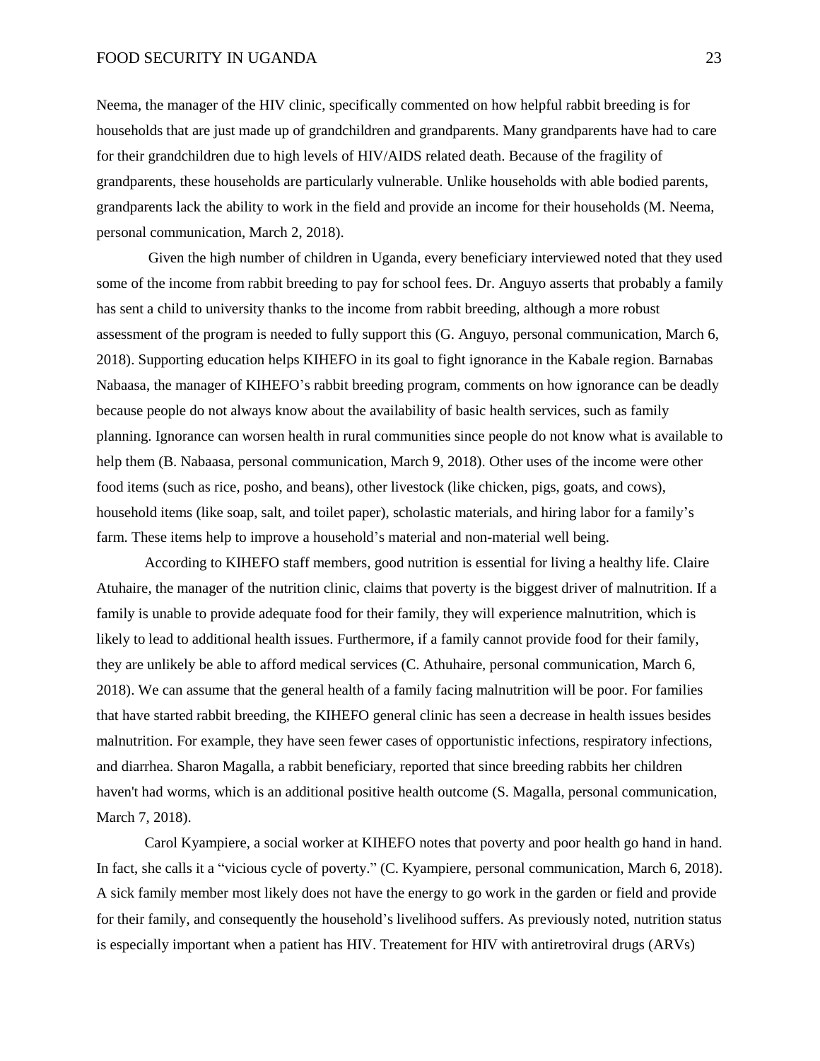Neema, the manager of the HIV clinic, specifically commented on how helpful rabbit breeding is for households that are just made up of grandchildren and grandparents. Many grandparents have had to care for their grandchildren due to high levels of HIV/AIDS related death. Because of the fragility of grandparents, these households are particularly vulnerable. Unlike households with able bodied parents, grandparents lack the ability to work in the field and provide an income for their households (M. Neema, personal communication, March 2, 2018).

Given the high number of children in Uganda, every beneficiary interviewed noted that they used some of the income from rabbit breeding to pay for school fees. Dr. Anguyo asserts that probably a family has sent a child to university thanks to the income from rabbit breeding, although a more robust assessment of the program is needed to fully support this (G. Anguyo, personal communication, March 6, 2018). Supporting education helps KIHEFO in its goal to fight ignorance in the Kabale region. Barnabas Nabaasa, the manager of KIHEFO's rabbit breeding program, comments on how ignorance can be deadly because people do not always know about the availability of basic health services, such as family planning. Ignorance can worsen health in rural communities since people do not know what is available to help them (B. Nabaasa, personal communication, March 9, 2018). Other uses of the income were other food items (such as rice, posho, and beans), other livestock (like chicken, pigs, goats, and cows), household items (like soap, salt, and toilet paper), scholastic materials, and hiring labor for a family's farm. These items help to improve a household's material and non-material well being.

According to KIHEFO staff members, good nutrition is essential for living a healthy life. Claire Atuhaire, the manager of the nutrition clinic, claims that poverty is the biggest driver of malnutrition. If a family is unable to provide adequate food for their family, they will experience malnutrition, which is likely to lead to additional health issues. Furthermore, if a family cannot provide food for their family, they are unlikely be able to afford medical services (C. Athuhaire, personal communication, March 6, 2018). We can assume that the general health of a family facing malnutrition will be poor. For families that have started rabbit breeding, the KIHEFO general clinic has seen a decrease in health issues besides malnutrition. For example, they have seen fewer cases of opportunistic infections, respiratory infections, and diarrhea. Sharon Magalla, a rabbit beneficiary, reported that since breeding rabbits her children haven't had worms, which is an additional positive health outcome (S. Magalla, personal communication, March 7, 2018).

Carol Kyampiere, a social worker at KIHEFO notes that poverty and poor health go hand in hand. In fact, she calls it a "vicious cycle of poverty." (C. Kyampiere, personal communication, March 6, 2018). A sick family member most likely does not have the energy to go work in the garden or field and provide for their family, and consequently the household's livelihood suffers. As previously noted, nutrition status is especially important when a patient has HIV. Treatement for HIV with antiretroviral drugs (ARVs)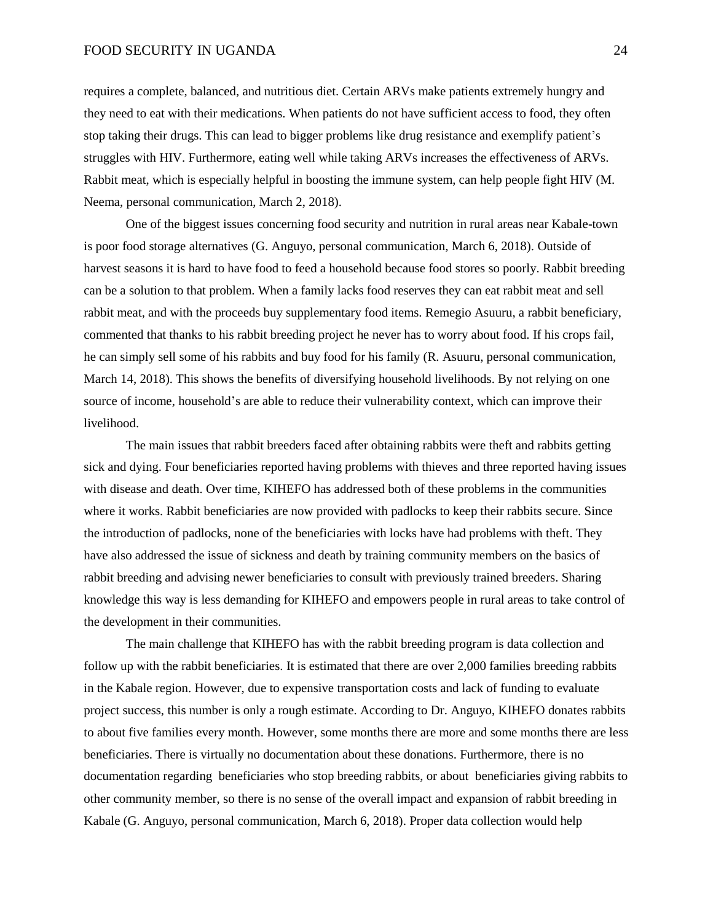requires a complete, balanced, and nutritious diet. Certain ARVs make patients extremely hungry and they need to eat with their medications. When patients do not have sufficient access to food, they often stop taking their drugs. This can lead to bigger problems like drug resistance and exemplify patient's struggles with HIV. Furthermore, eating well while taking ARVs increases the effectiveness of ARVs. Rabbit meat, which is especially helpful in boosting the immune system, can help people fight HIV (M. Neema, personal communication, March 2, 2018).

One of the biggest issues concerning food security and nutrition in rural areas near Kabale-town is poor food storage alternatives (G. Anguyo, personal communication, March 6, 2018). Outside of harvest seasons it is hard to have food to feed a household because food stores so poorly. Rabbit breeding can be a solution to that problem. When a family lacks food reserves they can eat rabbit meat and sell rabbit meat, and with the proceeds buy supplementary food items. Remegio Asuuru, a rabbit beneficiary, commented that thanks to his rabbit breeding project he never has to worry about food. If his crops fail, he can simply sell some of his rabbits and buy food for his family (R. Asuuru, personal communication, March 14, 2018). This shows the benefits of diversifying household livelihoods. By not relying on one source of income, household's are able to reduce their vulnerability context, which can improve their livelihood.

The main issues that rabbit breeders faced after obtaining rabbits were theft and rabbits getting sick and dying. Four beneficiaries reported having problems with thieves and three reported having issues with disease and death. Over time, KIHEFO has addressed both of these problems in the communities where it works. Rabbit beneficiaries are now provided with padlocks to keep their rabbits secure. Since the introduction of padlocks, none of the beneficiaries with locks have had problems with theft. They have also addressed the issue of sickness and death by training community members on the basics of rabbit breeding and advising newer beneficiaries to consult with previously trained breeders. Sharing knowledge this way is less demanding for KIHEFO and empowers people in rural areas to take control of the development in their communities.

The main challenge that KIHEFO has with the rabbit breeding program is data collection and follow up with the rabbit beneficiaries. It is estimated that there are over 2,000 families breeding rabbits in the Kabale region. However, due to expensive transportation costs and lack of funding to evaluate project success, this number is only a rough estimate. According to Dr. Anguyo, KIHEFO donates rabbits to about five families every month. However, some months there are more and some months there are less beneficiaries. There is virtually no documentation about these donations. Furthermore, there is no documentation regarding beneficiaries who stop breeding rabbits, or about beneficiaries giving rabbits to other community member, so there is no sense of the overall impact and expansion of rabbit breeding in Kabale (G. Anguyo, personal communication, March 6, 2018). Proper data collection would help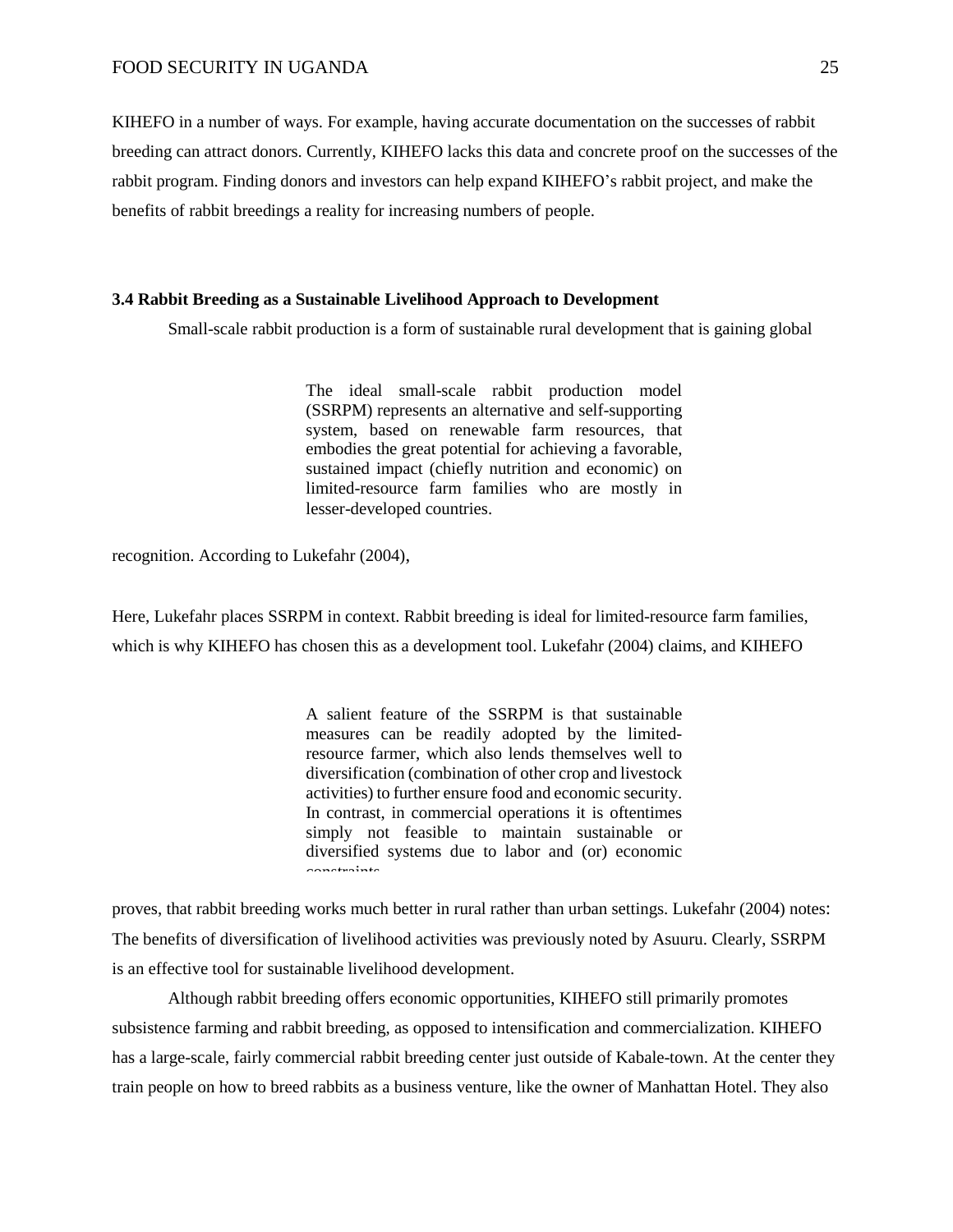KIHEFO in a number of ways. For example, having accurate documentation on the successes of rabbit breeding can attract donors. Currently, KIHEFO lacks this data and concrete proof on the successes of the rabbit program. Finding donors and investors can help expand KIHEFO's rabbit project, and make the benefits of rabbit breedings a reality for increasing numbers of people.

### 3.4 Rabbit Breeding as a Sustainable Livelihood Approach to Development

Small-scale rabbit production is a form of sustainable rural development that is gaining global

> The ideal small-scale rabbit production model (SSRPM) represents an alternative and self-supporting system, based on renewable farm resources, that embodies the great potential for achieving a favorable, sustained impact (chiefly nutrition and economic) on limited-resource farm families who are mostly in lesser-developed countries.

recognition. According to Lukefahr (2004),

Here, Lukefahr places SSRPM in context. Rabbit breeding is ideal for limited-resource farm families, which is why KIHEFO has chosen this as a development tool. Lukefahr (2004) claims, and KIHEFO

> A salient feature of the SSRPM is that sustainable measures can be readily adopted by the limited-resource farmer, which also lends themselves well to diversification (combination of other crop and livestock activities) to further ensure food and economic security. In contrast, in commercial operations it is oftentimes simply not feasible to maintain sustainable or diversified systems due to labor and (or) economic constraints.

proves, that rabbit breeding works much better in rural rather than urban settings. Lukefahr (2004) notes: The benefits of diversification of livelihood activities was previously noted by Asuuru. Clearly, SSRPM is an effective tool for sustainable livelihood development.

Although rabbit breeding offers economic opportunities, KIHEFO still primarily promotes subsistence farming and rabbit breeding, as opposed to intensification and commercialization. KIHEFO has a large-scale, fairly commercial rabbit breeding center just outside of Kabale-town. At the center they train people on how to breed rabbits as a business venture, like the owner of Manhattan Hotel. They also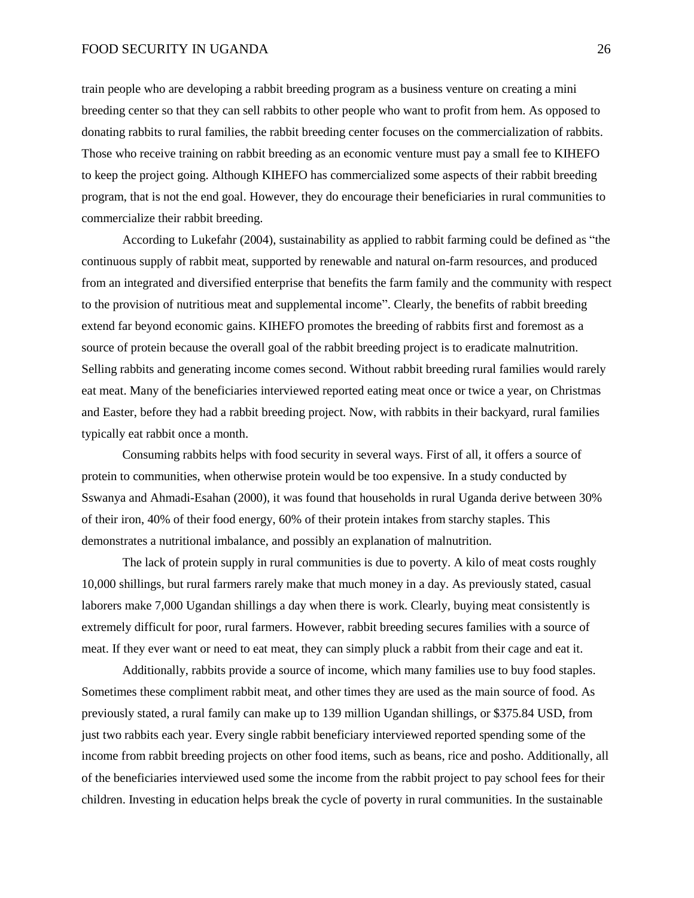train people who are developing a rabbit breeding program as a business venture on creating a mini breeding center so that they can sell rabbits to other people who want to profit from hem. As opposed to donating rabbits to rural families, the rabbit breeding center focuses on the commercialization of rabbits. Those who receive training on rabbit breeding as an economic venture must pay a small fee to KIHEFO to keep the project going. Although KIHEFO has commercialized some aspects of their rabbit breeding program, that is not the end goal. However, they do encourage their beneficiaries in rural communities to commercialize their rabbit breeding.

According to Lukefahr (2004), sustainability as applied to rabbit farming could be defined as "the continuous supply of rabbit meat, supported by renewable and natural on-farm resources, and produced from an integrated and diversified enterprise that benefits the farm family and the community with respect to the provision of nutritious meat and supplemental income". Clearly, the benefits of rabbit breeding extend far beyond economic gains. KIHEFO promotes the breeding of rabbits first and foremost as a source of protein because the overall goal of the rabbit breeding project is to eradicate malnutrition. Selling rabbits and generating income comes second. Without rabbit breeding rural families would rarely eat meat. Many of the beneficiaries interviewed reported eating meat once or twice a year, on Christmas and Easter, before they had a rabbit breeding project. Now, with rabbits in their backyard, rural families typically eat rabbit once a month.

Consuming rabbits helps with food security in several ways. First of all, it offers a source of protein to communities, when otherwise protein would be too expensive. In a study conducted by Sswanya and Ahmadi-Esahan (2000), it was found that households in rural Uganda derive between 30% of their iron, 40% of their food energy, 60% of their protein intakes from starchy staples. This demonstrates a nutritional imbalance, and possibly an explanation of malnutrition.

The lack of protein supply in rural communities is due to poverty. A kilo of meat costs roughly 10,000 shillings, but rural farmers rarely make that much money in a day. As previously stated, casual laborers make 7,000 Ugandan shillings a day when there is work. Clearly, buying meat consistently is extremely difficult for poor, rural farmers. However, rabbit breeding secures families with a source of meat. If they ever want or need to eat meat, they can simply pluck a rabbit from their cage and eat it.

Additionally, rabbits provide a source of income, which many families use to buy food staples. Sometimes these compliment rabbit meat, and other times they are used as the main source of food. As previously stated, a rural family can make up to 139 million Ugandan shillings, or $375.84 USD, from just two rabbits each year. Every single rabbit beneficiary interviewed reported spending some of the income from rabbit breeding projects on other food items, such as beans, rice and posho. Additionally, all of the beneficiaries interviewed used some the income from the rabbit project to pay school fees for their children. Investing in education helps break the cycle of poverty in rural communities. In the sustainable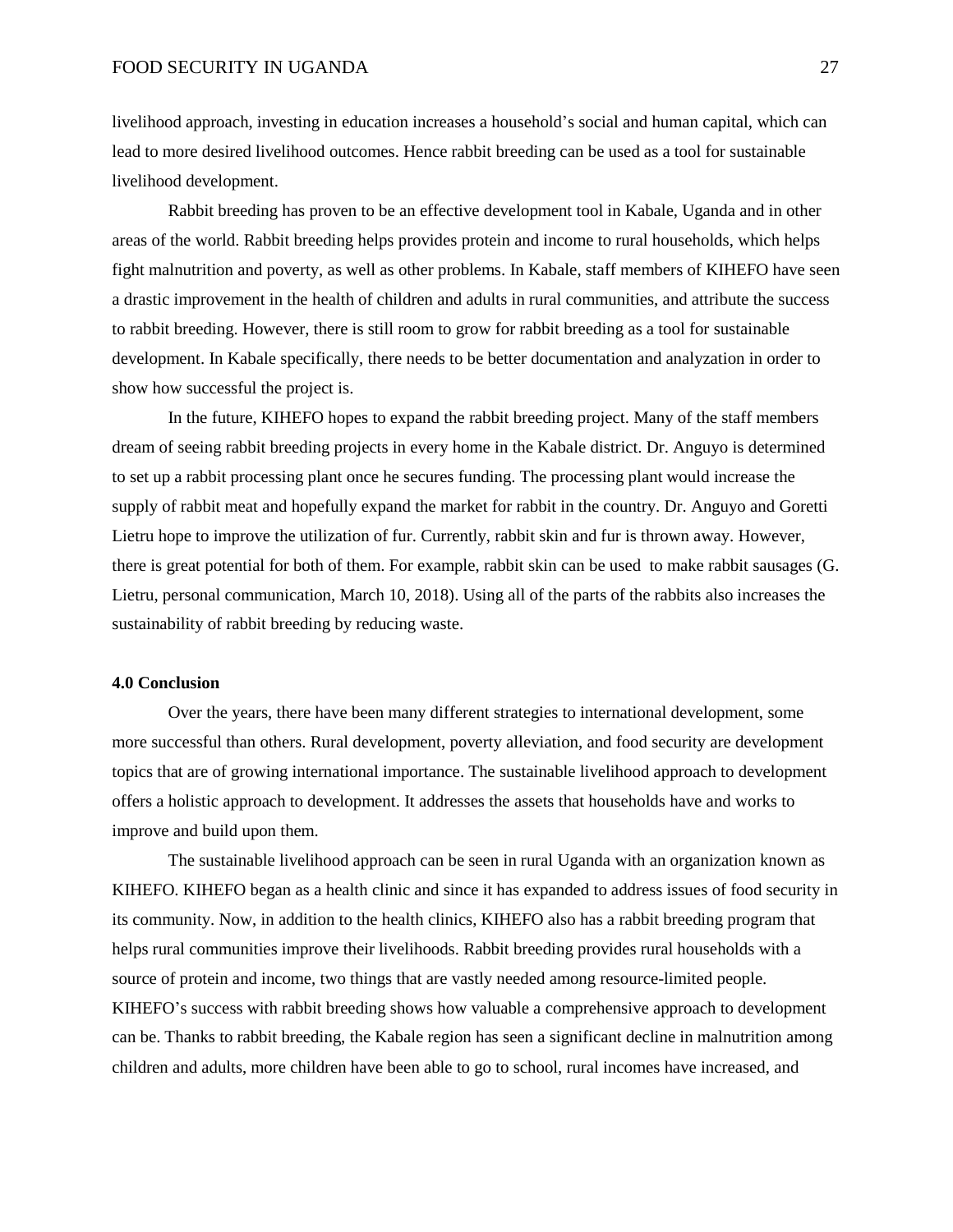livelihood approach, investing in education increases a household's social and human capital, which can lead to more desired livelihood outcomes. Hence rabbit breeding can be used as a tool for sustainable livelihood development.

Rabbit breeding has proven to be an effective development tool in Kabale, Uganda and in other areas of the world. Rabbit breeding helps provides protein and income to rural households, which helps fight malnutrition and poverty, as well as other problems. In Kabale, staff members of KIHEFO have seen a drastic improvement in the health of children and adults in rural communities, and attribute the success to rabbit breeding. However, there is still room to grow for rabbit breeding as a tool for sustainable development. In Kabale specifically, there needs to be better documentation and analyzation in order to show how successful the project is.

In the future, KIHEFO hopes to expand the rabbit breeding project. Many of the staff members dream of seeing rabbit breeding projects in every home in the Kabale district. Dr. Anguyo is determined to set up a rabbit processing plant once he secures funding. The processing plant would increase the supply of rabbit meat and hopefully expand the market for rabbit in the country. Dr. Anguyo and Goretti Lietru hope to improve the utilization of fur. Currently, rabbit skin and fur is thrown away. However, there is great potential for both of them. For example, rabbit skin can be used to make rabbit sausages (G. Lietru, personal communication, March 10, 2018). Using all of the parts of the rabbits also increases the sustainability of rabbit breeding by reducing waste.

**4.0 Conclusion**

Over the years, there have been many different strategies to international development, some more successful than others. Rural development, poverty alleviation, and food security are development topics that are of growing international importance. The sustainable livelihood approach to development offers a holistic approach to development. It addresses the assets that households have and works to improve and build upon them.

The sustainable livelihood approach can be seen in rural Uganda with an organization known as KIHEFO. KIHEFO began as a health clinic and since it has expanded to address issues of food security in its community. Now, in addition to the health clinics, KIHEFO also has a rabbit breeding program that helps rural communities improve their livelihoods. Rabbit breeding provides rural households with a source of protein and income, two things that are vastly needed among resource-limited people. KIHEFO's success with rabbit breeding shows how valuable a comprehensive approach to development can be. Thanks to rabbit breeding, the Kabale region has seen a significant decline in malnutrition among children and adults, more children have been able to go to school, rural incomes have increased, and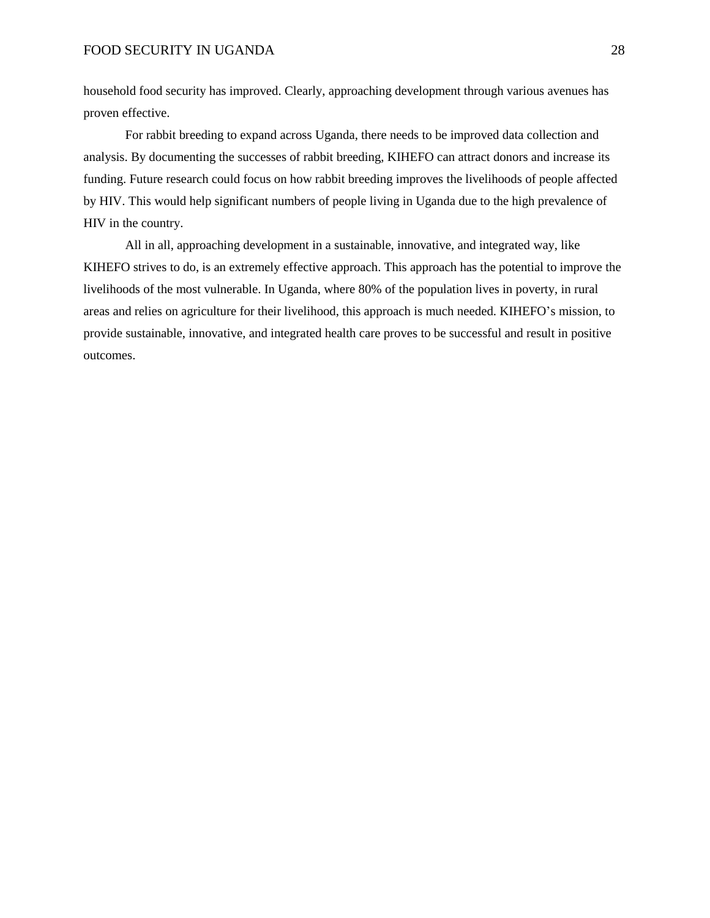household food security has improved. Clearly, approaching development through various avenues has proven effective.

For rabbit breeding to expand across Uganda, there needs to be improved data collection and analysis. By documenting the successes of rabbit breeding, KIHEFO can attract donors and increase its funding. Future research could focus on how rabbit breeding improves the livelihoods of people affected by HIV. This would help significant numbers of people living in Uganda due to the high prevalence of HIV in the country.

All in all, approaching development in a sustainable, innovative, and integrated way, like KIHEFO strives to do, is an extremely effective approach. This approach has the potential to improve the livelihoods of the most vulnerable. In Uganda, where 80% of the population lives in poverty, in rural areas and relies on agriculture for their livelihood, this approach is much needed. KIHEFO's mission, to provide sustainable, innovative, and integrated health care proves to be successful and result in positive outcomes.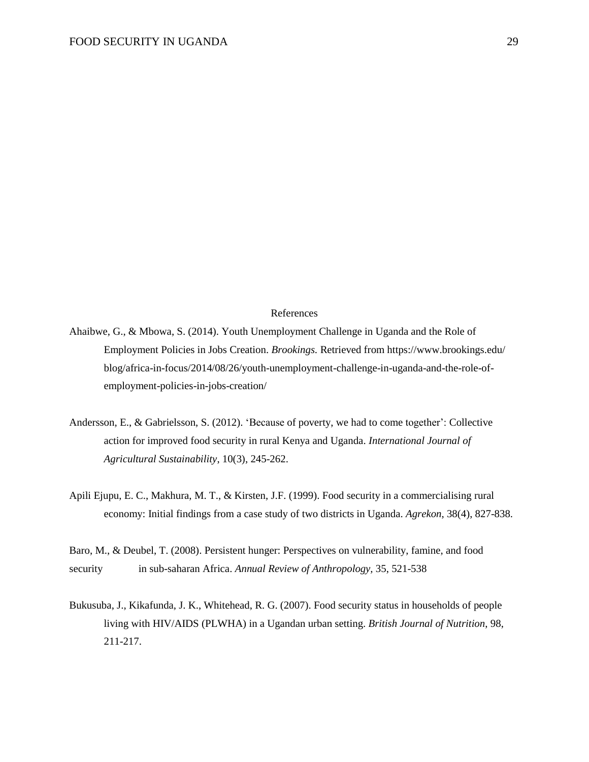# References

Ahaibwe, G., & Mbowa, S. (2014). Youth Unemployment Challenge in Uganda and the Role of Employment Policies in Jobs Creation. *Brookings.* Retrieved from https://www.brookings.edu/blog/africa-in-focus/2014/08/26/youth-unemployment-challenge-in-uganda-and-the-role-of-employment-policies-in-jobs-creation/

Andersson, E., & Gabrielsson, S. (2012). 'Because of poverty, we had to come together': Collective action for improved food security in rural Kenya and Uganda. *International Journal of Agricultural Sustainability*, 10(3), 245-262.

Apili Ejupu, E. C., Makhura, M. T., & Kirsten, J.F. (1999). Food security in a commercialising rural economy: Initial findings from a case study of two districts in Uganda. *Agrekon*, 38(4), 827-838.

Baro, M., & Deubel, T. (2008). Persistent hunger: Perspectives on vulnerability, famine, and food security in sub-saharan Africa. *Annual Review of Anthropology,* 35, 521-538

Bukusuba, J., Kikafunda, J. K., Whitehead, R. G. (2007). Food security status in households of people living with HIV/AIDS (PLWHA) in a Ugandan urban setting. *British Journal of Nutrition*, 98, 211-217.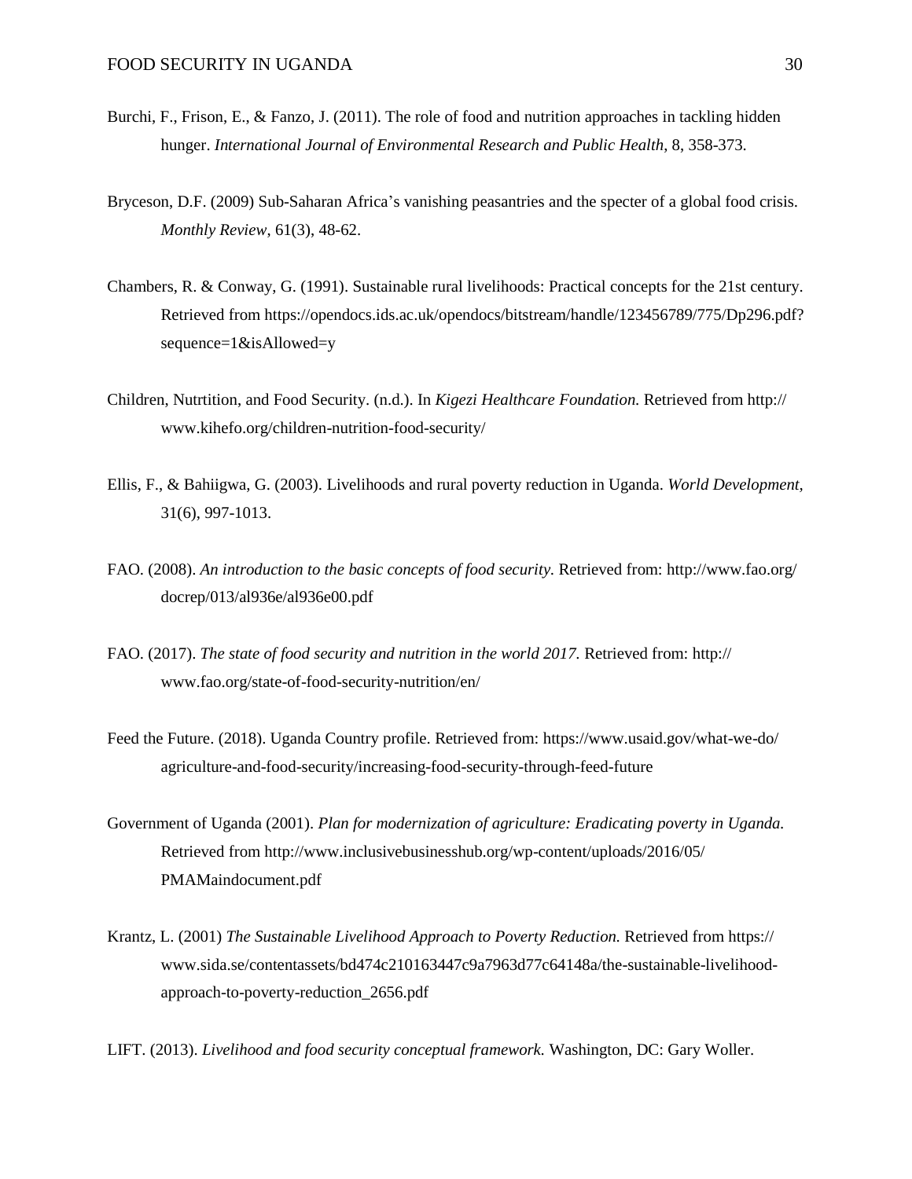Burchi, F., Frison, E., & Fanzo, J. (2011). The role of food and nutrition approaches in tackling hidden hunger. *International Journal of Environmental Research and Public Health*, 8, 358-373.

Bryceson, D.F. (2009) Sub-Saharan Africa's vanishing peasantries and the specter of a global food crisis. *Monthly Review*, 61(3), 48-62.

Chambers, R. & Conway, G. (1991). Sustainable rural livelihoods: Practical concepts for the 21st century. Retrieved from https://opendocs.ids.ac.uk/opendocs/bitstream/handle/123456789/775/Dp296.pdf?sequence=1&isAllowed=y

Children, Nutrtition, and Food Security. (n.d.). In *Kigezi Healthcare Foundation.* Retrieved from http://www.kihefo.org/children-nutrition-food-security/

Ellis, F., & Bahiigwa, G. (2003). Livelihoods and rural poverty reduction in Uganda. *World Development,* 31(6), 997-1013.

FAO. (2008). *An introduction to the basic concepts of food security.* Retrieved from: http://www.fao.org/docrep/013/al936e/al936e00.pdf

FAO. (2017). *The state of food security and nutrition in the world 2017.* Retrieved from: http://www.fao.org/state-of-food-security-nutrition/en/

Feed the Future. (2018). Uganda Country profile. Retrieved from: https://www.usaid.gov/what-we-do/agriculture-and-food-security/increasing-food-security-through-feed-future

Government of Uganda (2001). *Plan for modernization of agriculture: Eradicating poverty in Uganda.* Retrieved from http://www.inclusivebusinesshub.org/wp-content/uploads/2016/05/PMAMaindocument.pdf

Krantz, L. (2001) *The Sustainable Livelihood Approach to Poverty Reduction.* Retrieved from https://www.sida.se/contentassets/bd474c210163447c9a7963d77c64148a/the-sustainable-livelihood-approach-to-poverty-reduction_2656.pdf

LIFT. (2013). *Livelihood and food security conceptual framework.* Washington, DC: Gary Woller.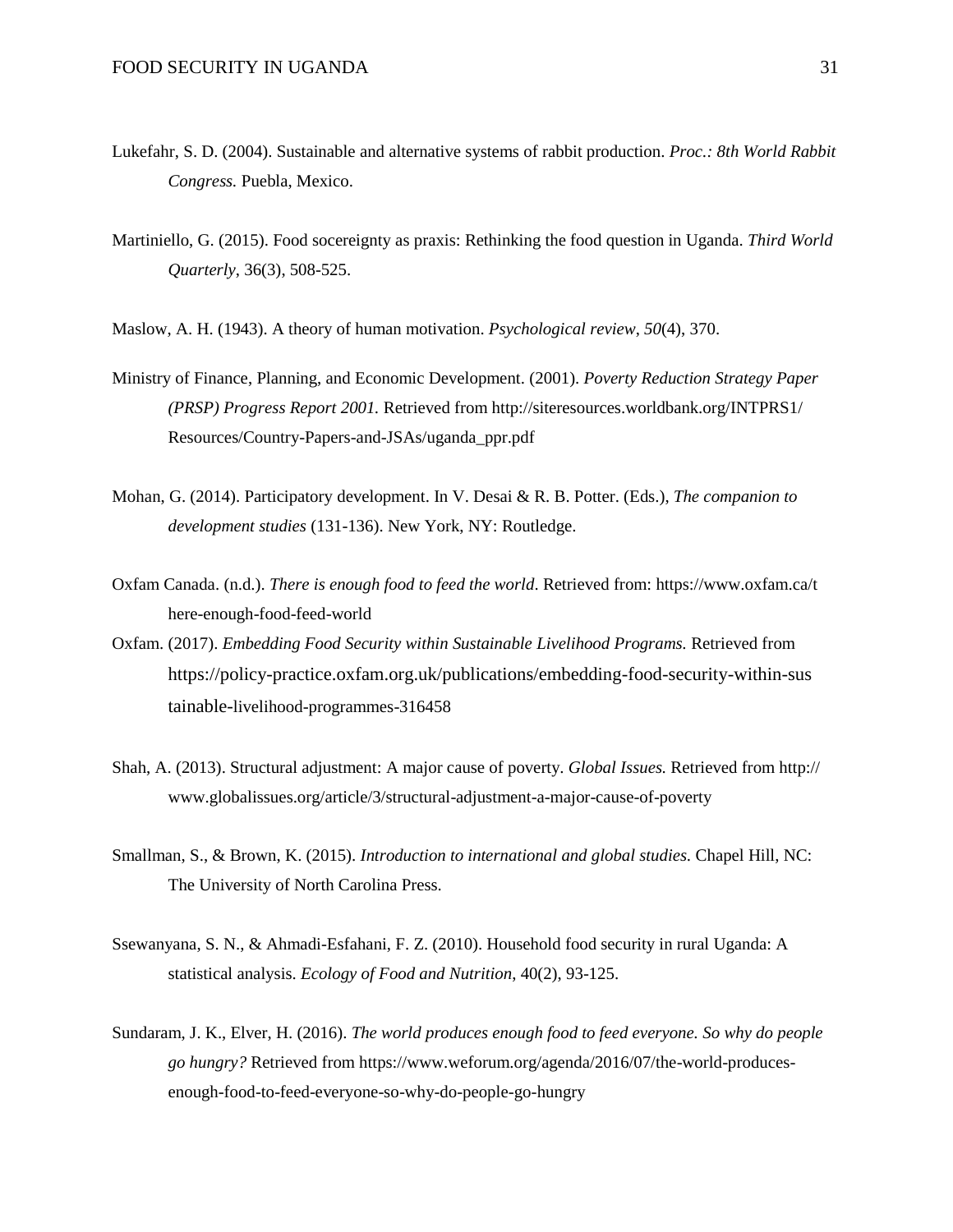Lukefahr, S. D. (2004). Sustainable and alternative systems of rabbit production. *Proc.: 8th World Rabbit Congress.* Puebla, Mexico.

Martiniello, G. (2015). Food socereignty as praxis: Rethinking the food question in Uganda. *Third World Quarterly*, 36(3), 508-525.

Maslow, A. H. (1943). A theory of human motivation. *Psychological review*, *50*(4), 370.

Ministry of Finance, Planning, and Economic Development. (2001). *Poverty Reduction Strategy Paper (PRSP) Progress Report 2001.* Retrieved from http://siteresources.worldbank.org/INTPRS1/Resources/Country-Papers-and-JSAs/uganda_ppr.pdf

Mohan, G. (2014). Participatory development. In V. Desai & R. B. Potter. (Eds.), *The companion to development studies* (131-136). New York, NY: Routledge.

Oxfam Canada. (n.d.). *There is enough food to feed the world*. Retrieved from: https://www.oxfam.ca/there-enough-food-feed-world

Oxfam. (2017). *Embedding Food Security within Sustainable Livelihood Programs.* Retrieved from https://policy-practice.oxfam.org.uk/publications/embedding-food-security-within-sustainable-livelihood-programmes-316458

Shah, A. (2013). Structural adjustment: A major cause of poverty. *Global Issues.* Retrieved from http://www.globalissues.org/article/3/structural-adjustment-a-major-cause-of-poverty

Smallman, S., & Brown, K. (2015). *Introduction to international and global studies.* Chapel Hill, NC: The University of North Carolina Press.

Ssewanyana, S. N., & Ahmadi-Esfahani, F. Z. (2010). Household food security in rural Uganda: A statistical analysis. *Ecology of Food and Nutrition*, 40(2), 93-125.

Sundaram, J. K., Elver, H. (2016). *The world produces enough food to feed everyone. So why do people go hungry?* Retrieved from https://www.weforum.org/agenda/2016/07/the-world-produces-enough-food-to-feed-everyone-so-why-do-people-go-hungry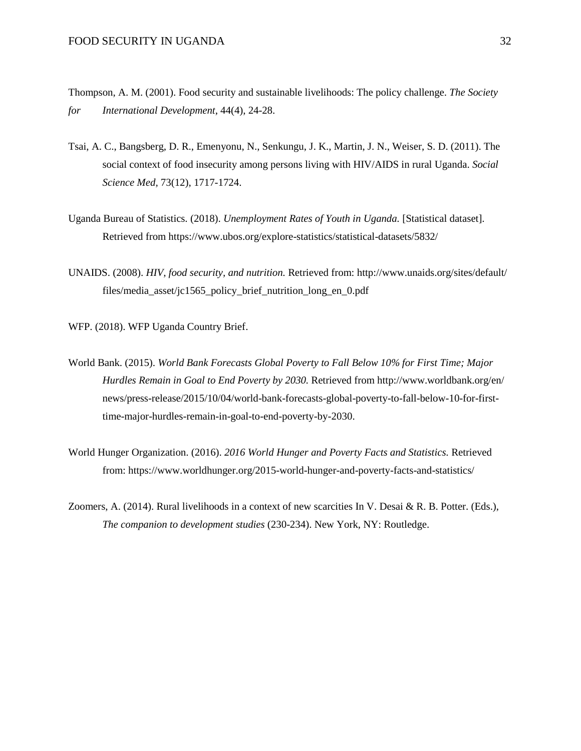Thompson, A. M. (2001). Food security and sustainable livelihoods: The policy challenge. *The Society for International Development*, 44(4), 24-28.

Tsai, A. C., Bangsberg, D. R., Emenyonu, N., Senkungu, J. K., Martin, J. N., Weiser, S. D. (2011). The social context of food insecurity among persons living with HIV/AIDS in rural Uganda. *Social Science Med*, 73(12), 1717-1724.

Uganda Bureau of Statistics. (2018). *Unemployment Rates of Youth in Uganda.* [Statistical dataset]. Retrieved from https://www.ubos.org/explore-statistics/statistical-datasets/5832/

UNAIDS. (2008). *HIV, food security, and nutrition.* Retrieved from: http://www.unaids.org/sites/default/files/media_asset/jc1565_policy_brief_nutrition_long_en_0.pdf

WFP. (2018). WFP Uganda Country Brief.

World Bank. (2015). *World Bank Forecasts Global Poverty to Fall Below 10% for First Time; Major Hurdles Remain in Goal to End Poverty by 2030.* Retrieved from http://www.worldbank.org/en/news/press-release/2015/10/04/world-bank-forecasts-global-poverty-to-fall-below-10-for-first-time-major-hurdles-remain-in-goal-to-end-poverty-by-2030.

World Hunger Organization. (2016). *2016 World Hunger and Poverty Facts and Statistics.* Retrieved from: https://www.worldhunger.org/2015-world-hunger-and-poverty-facts-and-statistics/

Zoomers, A. (2014). Rural livelihoods in a context of new scarcities In V. Desai & R. B. Potter. (Eds.), *The companion to development studies* (230-234). New York, NY: Routledge.